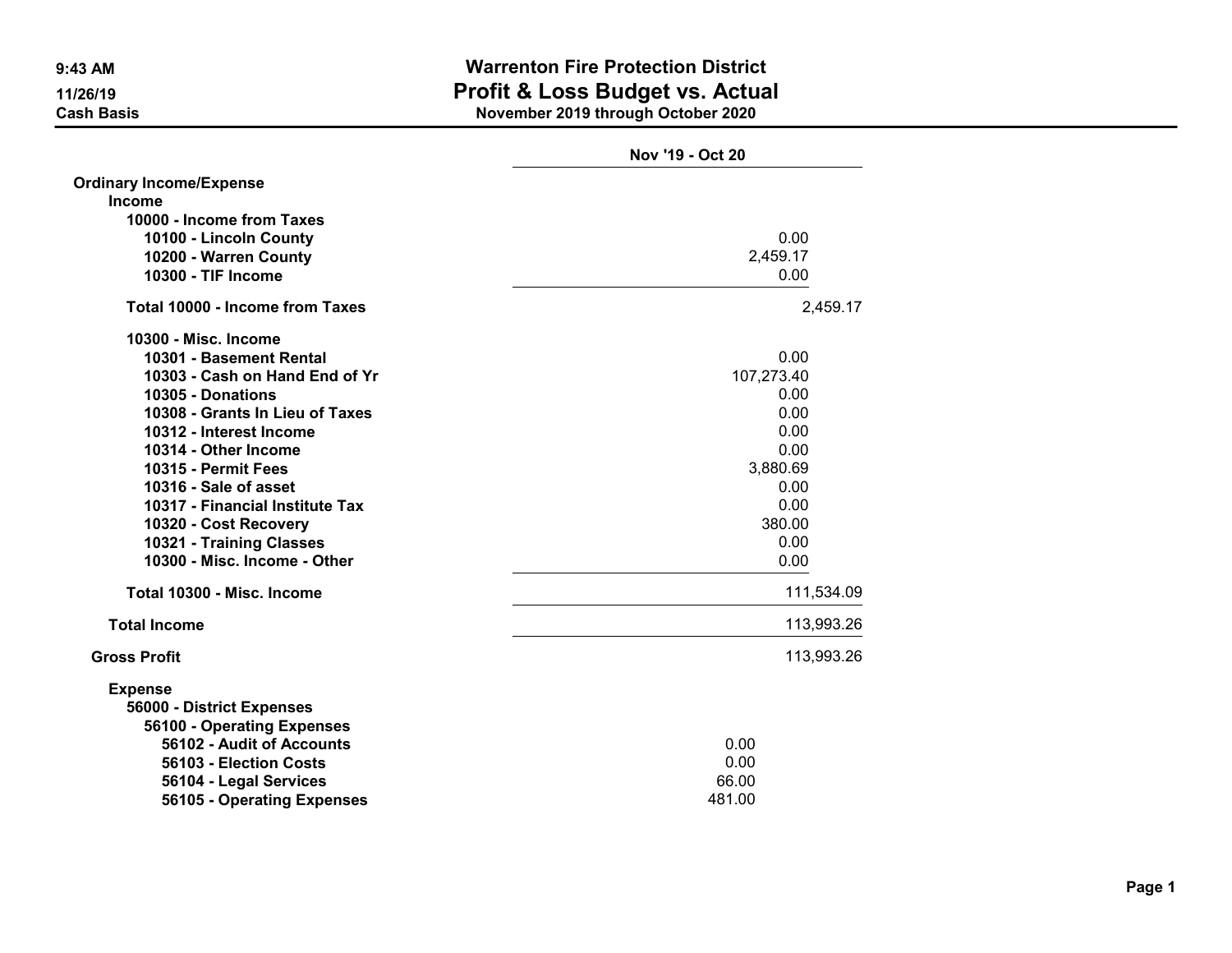# Warrenton Fire Protection District
## Profit & Loss Budget vs. Actual
### November 2019 through October 2020

9:43 AM
11/26/19
Cash Basis

| | Nov '19 - Oct 20 |
|---|---|
| **Ordinary Income/Expense** | |
| **Income** | |
| **10000 - Income from Taxes** | |
| **10100 - Lincoln County** | 0.00 |
| **10200 - Warren County** | 2,459.17 |
| **10300 - TIF Income** | 0.00 |
| **Total 10000 - Income from Taxes** | 2,459.17 |
| **10300 - Misc. Income** | |
| **10301 - Basement Rental** | 0.00 |
| **10303 - Cash on Hand End of Yr** | 107,273.40 |
| **10305 - Donations** | 0.00 |
| **10308 - Grants In Lieu of Taxes** | 0.00 |
| **10312 - Interest Income** | 0.00 |
| **10314 - Other Income** | 0.00 |
| **10315 - Permit Fees** | 3,880.69 |
| **10316 - Sale of asset** | 0.00 |
| **10317 - Financial Institute Tax** | 0.00 |
| **10320 - Cost Recovery** | 380.00 |
| **10321 - Training Classes** | 0.00 |
| **10300 - Misc. Income - Other** | 0.00 |
| **Total 10300 - Misc. Income** | 111,534.09 |
| **Total Income** | 113,993.26 |
| **Gross Profit** | 113,993.26 |
| **Expense** | |
| **56000 - District Expenses** | |
| **56100 - Operating Expenses** | |
| **56102 - Audit of Accounts** | 0.00 |
| **56103 - Election Costs** | 0.00 |
| **56104 - Legal Services** | 66.00 |
| **56105 - Operating Expenses** | 481.00 |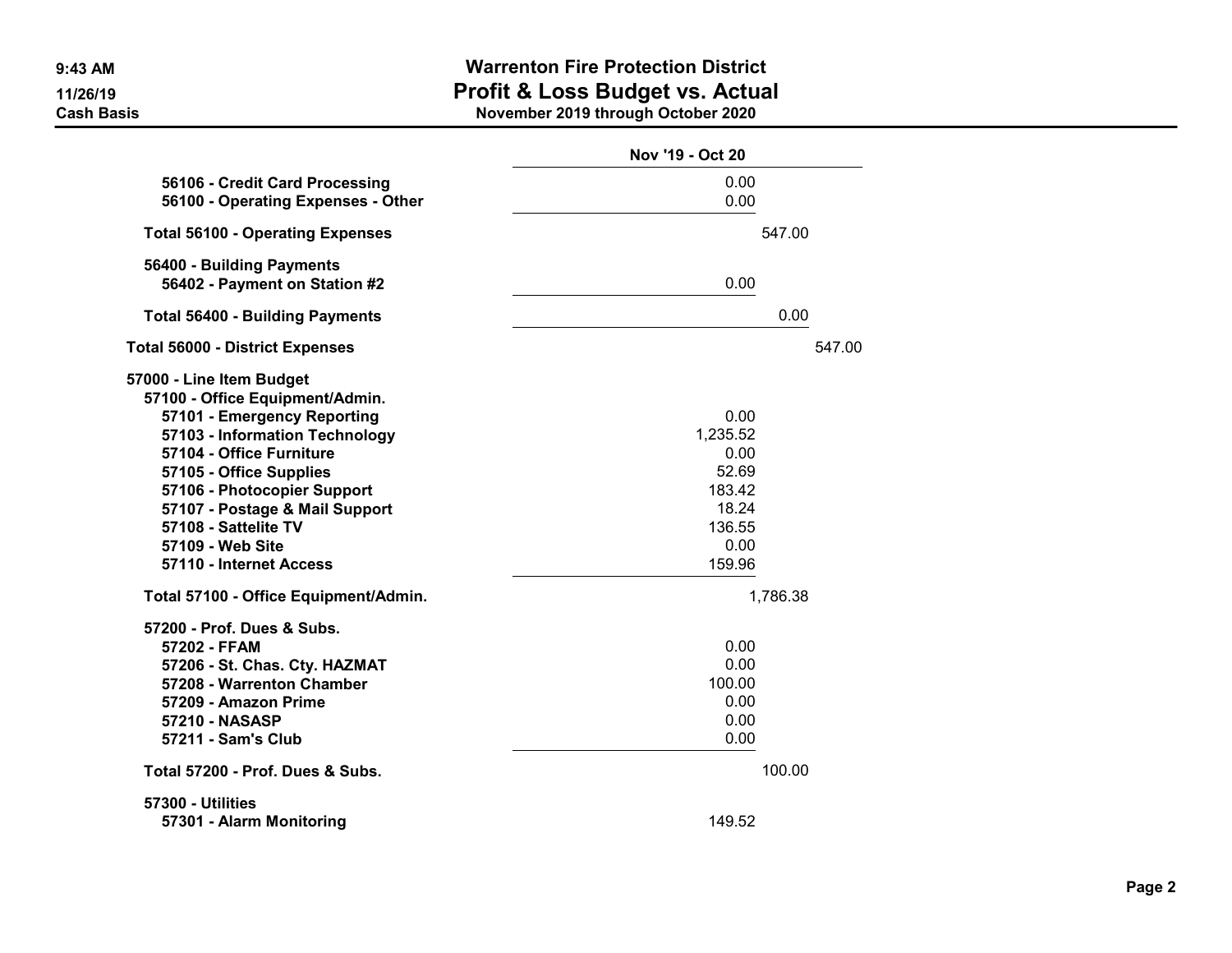# Warrenton Fire Protection District
## Profit & Loss Budget vs. Actual
### November 2019 through October 2020

9:43 AM
11/26/19
Cash Basis

| | Nov '19 - Oct 20 |
|---|---|
| 56106 - Credit Card Processing | 0.00 |
| 56100 - Operating Expenses - Other | 0.00 |
| Total 56100 - Operating Expenses | 547.00 |
| 56400 - Building Payments | |
| 56402 - Payment on Station #2 | 0.00 |
| Total 56400 - Building Payments | 0.00 |
| Total 56000 - District Expenses | 547.00 |
| 57000 - Line Item Budget | |
| 57100 - Office Equipment/Admin. | |
| 57101 - Emergency Reporting | 0.00 |
| 57103 - Information Technology | 1,235.52 |
| 57104 - Office Furniture | 0.00 |
| 57105 - Office Supplies | 52.69 |
| 57106 - Photocopier Support | 183.42 |
| 57107 - Postage & Mail Support | 18.24 |
| 57108 - Sattelite TV | 136.55 |
| 57109 - Web Site | 0.00 |
| 57110 - Internet Access | 159.96 |
| Total 57100 - Office Equipment/Admin. | 1,786.38 |
| 57200 - Prof. Dues & Subs. | |
| 57202 - FFAM | 0.00 |
| 57206 - St. Chas. Cty. HAZMAT | 0.00 |
| 57208 - Warrenton Chamber | 100.00 |
| 57209 - Amazon Prime | 0.00 |
| 57210 - NASASP | 0.00 |
| 57211 - Sam's Club | 0.00 |
| Total 57200 - Prof. Dues & Subs. | 100.00 |
| 57300 - Utilities | |
| 57301 - Alarm Monitoring | 149.52 |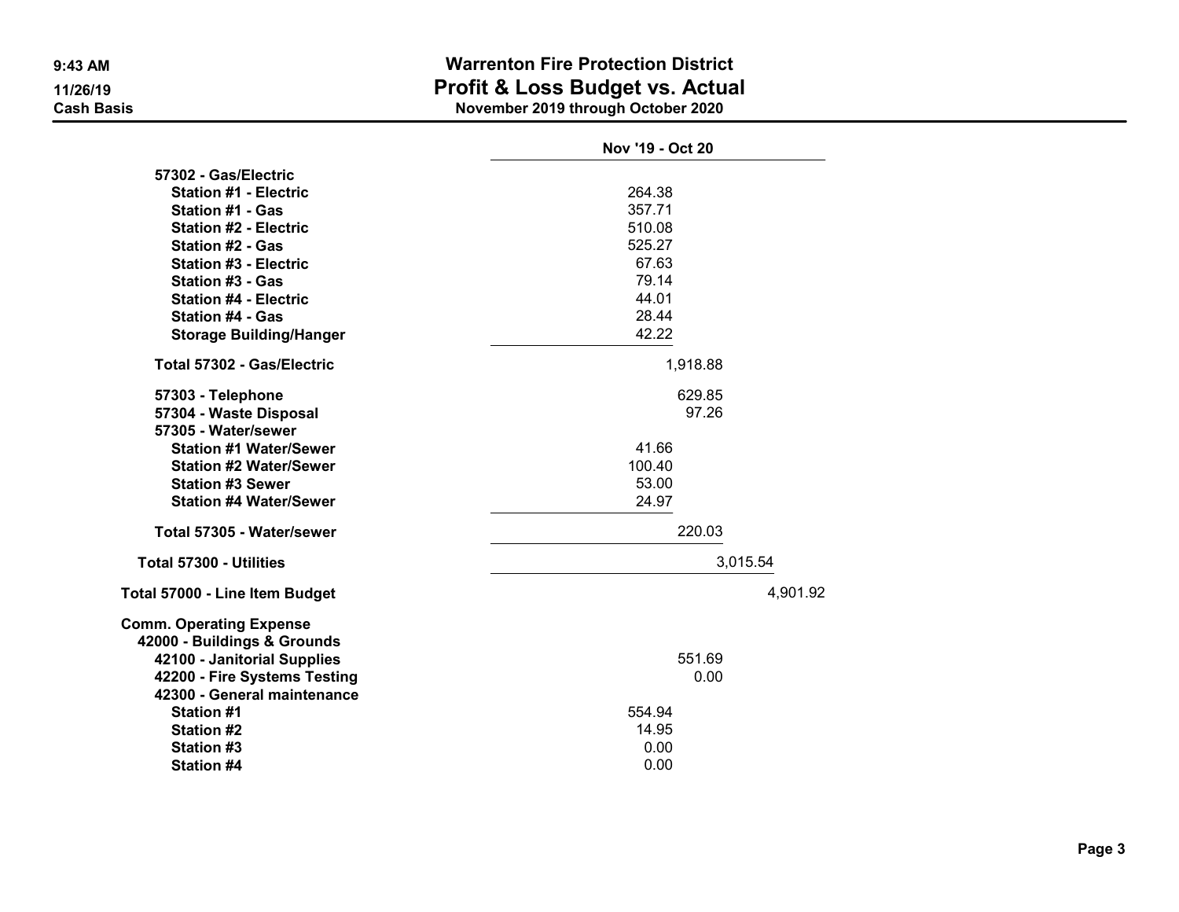# Warrenton Fire Protection District
## Profit & Loss Budget vs. Actual
### November 2019 through October 2020

9:43 AM
11/26/19
Cash Basis

| | Nov '19 - Oct 20 | | | |
|---|---|---|---|---|
| **57302 - Gas/Electric** | | | | |
| **Station #1 - Electric** | 264.38 | | | |
| **Station #1 - Gas** | 357.71 | | | |
| **Station #2 - Electric** | 510.08 | | | |
| **Station #2 - Gas** | 525.27 | | | |
| **Station #3 - Electric** | 67.63 | | | |
| **Station #3 - Gas** | 79.14 | | | |
| **Station #4 - Electric** | 44.01 | | | |
| **Station #4 - Gas** | 28.44 | | | |
| **Storage Building/Hanger** | 42.22 | | | |
| **Total 57302 - Gas/Electric** | | 1,918.88 | | |
| **57303 - Telephone** | | 629.85 | | |
| **57304 - Waste Disposal** | | 97.26 | | |
| **57305 - Water/sewer** | | | | |
| **Station #1 Water/Sewer** | 41.66 | | | |
| **Station #2 Water/Sewer** | 100.40 | | | |
| **Station #3 Sewer** | 53.00 | | | |
| **Station #4 Water/Sewer** | 24.97 | | | |
| **Total 57305 - Water/sewer** | | 220.03 | | |
| **Total 57300 - Utilities** | | | 3,015.54 | |
| **Total 57000 - Line Item Budget** | | | | 4,901.92 |
| **Comm. Operating Expense** | | | | |
| **42000 - Buildings & Grounds** | | | | |
| **42100 - Janitorial Supplies** | | 551.69 | | |
| **42200 - Fire Systems Testing** | | 0.00 | | |
| **42300 - General maintenance** | | | | |
| **Station #1** | 554.94 | | | |
| **Station #2** | 14.95 | | | |
| **Station #3** | 0.00 | | | |
| **Station #4** | 0.00 | | | |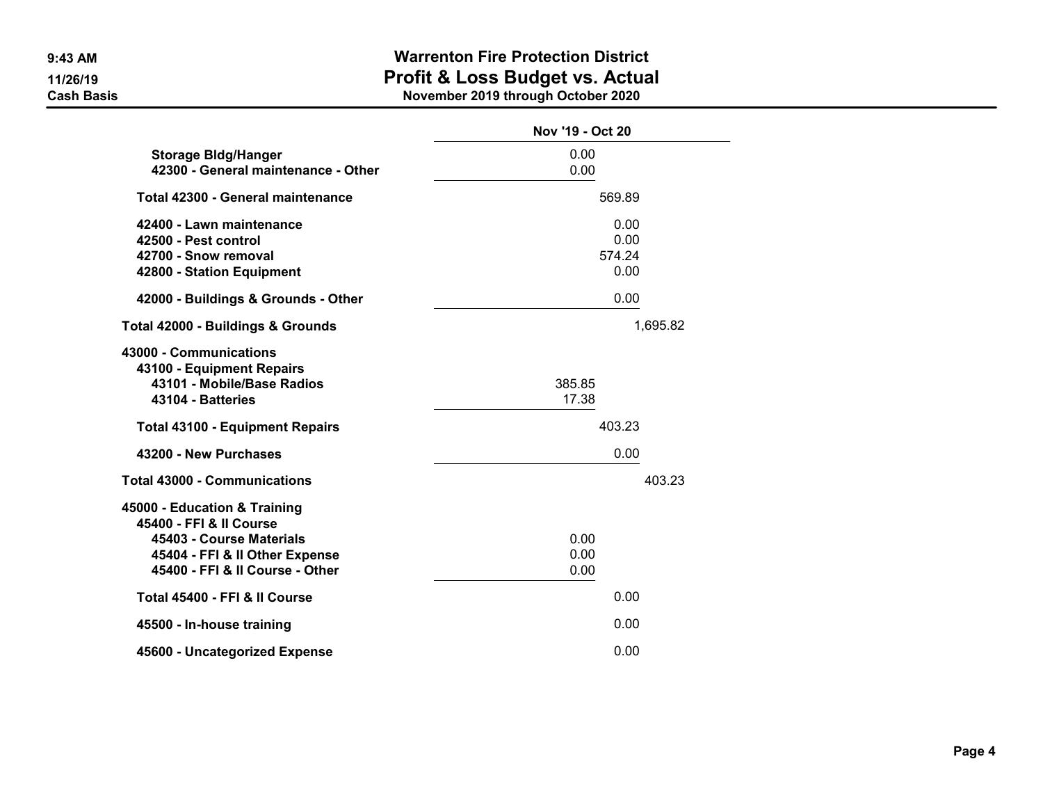# Warrenton Fire Protection District
## Profit & Loss Budget vs. Actual
### November 2019 through October 2020

9:43 AM
11/26/19
Cash Basis

| | Nov '19 - Oct 20 | | |
|---|---|---|---|
| Storage Bldg/Hanger | 0.00 | | |
| 42300 - General maintenance - Other | 0.00 | | |
| Total 42300 - General maintenance | | 569.89 | |
| 42400 - Lawn maintenance | | 0.00 | |
| 42500 - Pest control | | 0.00 | |
| 42700 - Snow removal | | 574.24 | |
| 42800 - Station Equipment | | 0.00 | |
| 42000 - Buildings & Grounds - Other | | 0.00 | |
| Total 42000 - Buildings & Grounds | | | 1,695.82 |
| 43000 - Communications | | | |
| 43100 - Equipment Repairs | | | |
| 43101 - Mobile/Base Radios | 385.85 | | |
| 43104 - Batteries | 17.38 | | |
| Total 43100 - Equipment Repairs | | 403.23 | |
| 43200 - New Purchases | | 0.00 | |
| Total 43000 - Communications | | | 403.23 |
| 45000 - Education & Training | | | |
| 45400 - FFI & II Course | | | |
| 45403 - Course Materials | 0.00 | | |
| 45404 - FFI & II Other Expense | 0.00 | | |
| 45400 - FFI & II Course - Other | 0.00 | | |
| Total 45400 - FFI & II Course | | 0.00 | |
| 45500 - In-house training | | 0.00 | |
| 45600 - Uncategorized Expense | | 0.00 | |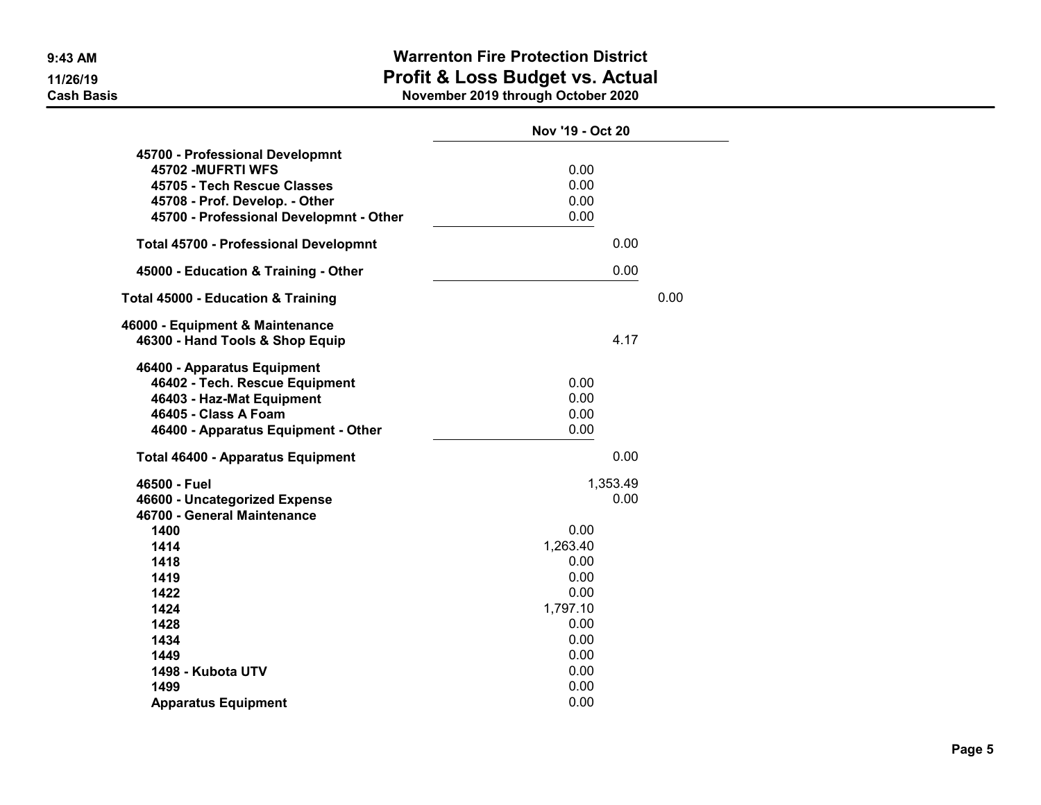# Warrenton Fire Protection District
## Profit & Loss Budget vs. Actual
### November 2019 through October 2020

9:43 AM
11/26/19
Cash Basis

| | Nov '19 - Oct 20 | | |
|---|---|---|---|
| 45700 - Professional Developmnt | | | |
| 45702 -MUFRTI WFS | 0.00 | | |
| 45705 - Tech Rescue Classes | 0.00 | | |
| 45708 - Prof. Develop. - Other | 0.00 | | |
| 45700 - Professional Developmnt - Other | 0.00 | | |
| Total 45700 - Professional Developmnt | | 0.00 | |
| 45000 - Education & Training - Other | | 0.00 | |
| Total 45000 - Education & Training | | | 0.00 |
| 46000 - Equipment & Maintenance | | | |
| 46300 - Hand Tools & Shop Equip | | 4.17 | |
| 46400 - Apparatus Equipment | | | |
| 46402 - Tech. Rescue Equipment | 0.00 | | |
| 46403 - Haz-Mat Equipment | 0.00 | | |
| 46405 - Class A Foam | 0.00 | | |
| 46400 - Apparatus Equipment - Other | 0.00 | | |
| Total 46400 - Apparatus Equipment | | 0.00 | |
| 46500 - Fuel | | 1,353.49 | |
| 46600 - Uncategorized Expense | | 0.00 | |
| 46700 - General Maintenance | | | |
| 1400 | 0.00 | | |
| 1414 | 1,263.40 | | |
| 1418 | 0.00 | | |
| 1419 | 0.00 | | |
| 1422 | 0.00 | | |
| 1424 | 1,797.10 | | |
| 1428 | 0.00 | | |
| 1434 | 0.00 | | |
| 1449 | 0.00 | | |
| 1498 - Kubota UTV | 0.00 | | |
| 1499 | 0.00 | | |
| Apparatus Equipment | 0.00 | | |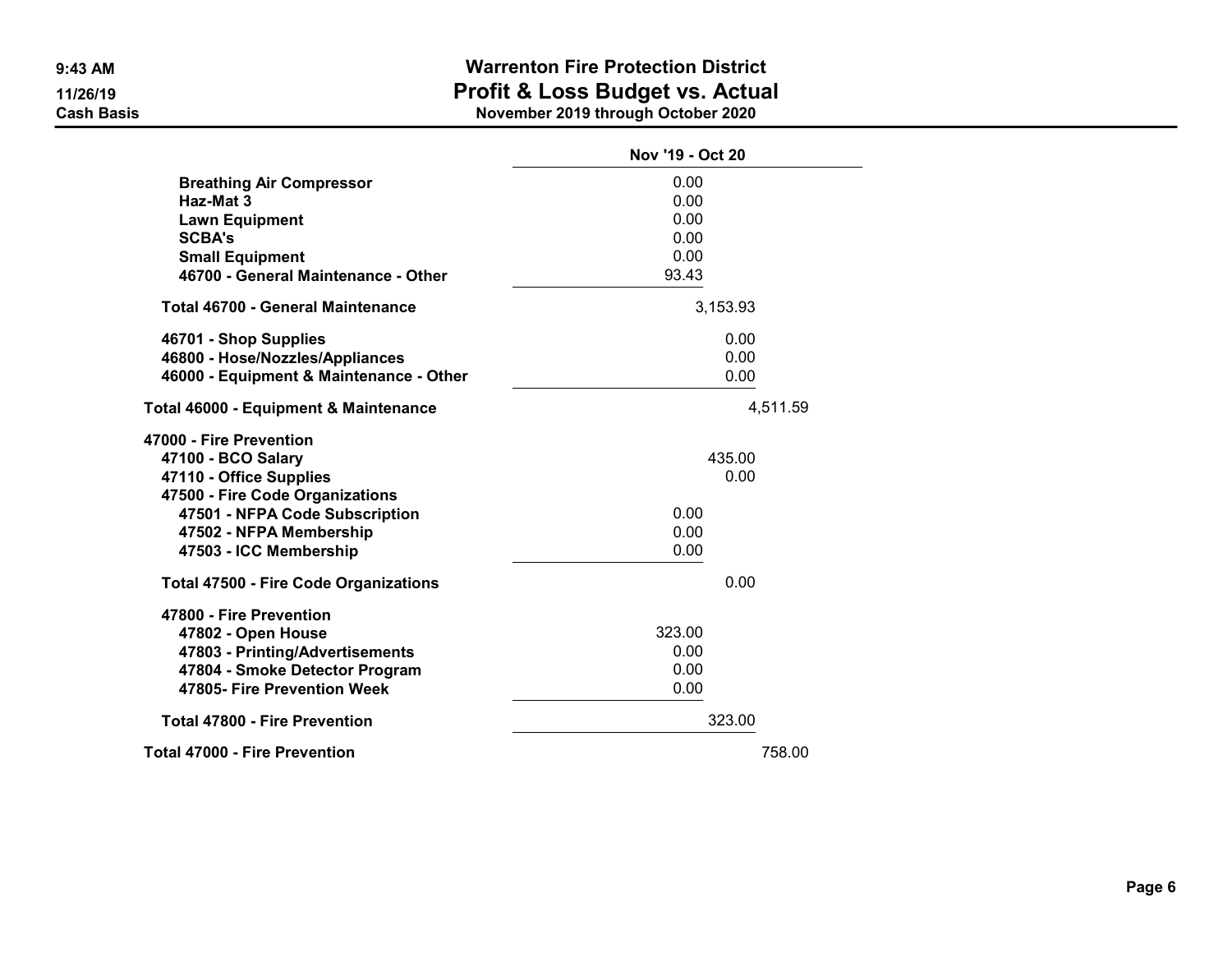# Warrenton Fire Protection District
## Profit & Loss Budget vs. Actual
**November 2019 through October 2020**

Cash Basis

| | Nov '19 - Oct 20 | | |
|---|---|---|---|
| **Breathing Air Compressor** | 0.00 | | |
| **Haz-Mat 3** | 0.00 | | |
| **Lawn Equipment** | 0.00 | | |
| **SCBA's** | 0.00 | | |
| **Small Equipment** | 0.00 | | |
| **46700 - General Maintenance - Other** | 93.43 | | |
| **Total 46700 - General Maintenance** | | 3,153.93 | |
| **46701 - Shop Supplies** | | 0.00 | |
| **46800 - Hose/Nozzles/Appliances** | | 0.00 | |
| **46000 - Equipment & Maintenance - Other** | | 0.00 | |
| **Total 46000 - Equipment & Maintenance** | | | 4,511.59 |
| **47000 - Fire Prevention** | | | |
| **47100 - BCO Salary** | | 435.00 | |
| **47110 - Office Supplies** | | 0.00 | |
| **47500 - Fire Code Organizations** | | | |
| **47501 - NFPA Code Subscription** | 0.00 | | |
| **47502 - NFPA Membership** | 0.00 | | |
| **47503 - ICC Membership** | 0.00 | | |
| **Total 47500 - Fire Code Organizations** | | 0.00 | |
| **47800 - Fire Prevention** | | | |
| **47802 - Open House** | 323.00 | | |
| **47803 - Printing/Advertisements** | 0.00 | | |
| **47804 - Smoke Detector Program** | 0.00 | | |
| **47805- Fire Prevention Week** | 0.00 | | |
| **Total 47800 - Fire Prevention** | | 323.00 | |
| **Total 47000 - Fire Prevention** | | | 758.00 |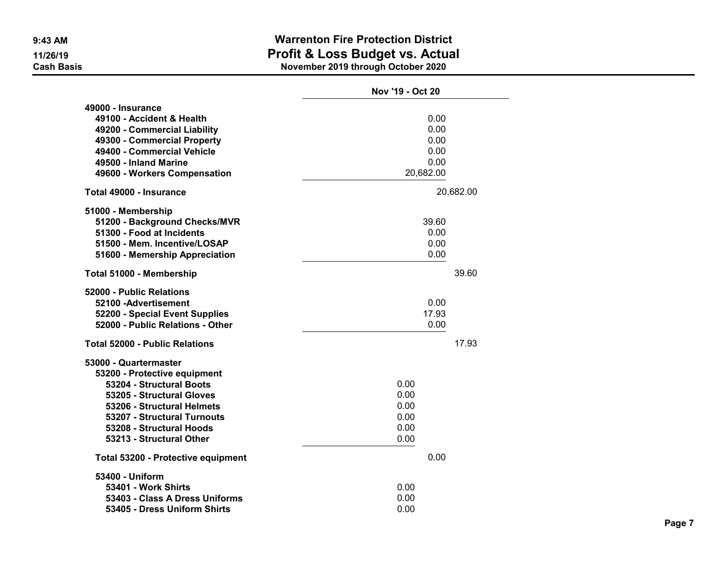# Warrenton Fire Protection District

## Profit & Loss Budget vs. Actual

**November 2019 through October 2020**

9:43 AM
11/26/19
Cash Basis

| | Nov '19 - Oct 20 | | |
|---|---|---|---|
| **49000 - Insurance** | | | |
| **49100 - Accident & Health** | | 0.00 | |
| **49200 - Commercial Liability** | | 0.00 | |
| **49300 - Commercial Property** | | 0.00 | |
| **49400 - Commercial Vehicle** | | 0.00 | |
| **49500 - Inland Marine** | | 0.00 | |
| **49600 - Workers Compensation** | | 20,682.00 | |
| **Total 49000 - Insurance** | | | 20,682.00 |
| **51000 - Membership** | | | |
| **51200 - Background Checks/MVR** | | 39.60 | |
| **51300 - Food at Incidents** | | 0.00 | |
| **51500 - Mem. Incentive/LOSAP** | | 0.00 | |
| **51600 - Memership Appreciation** | | 0.00 | |
| **Total 51000 - Membership** | | | 39.60 |
| **52000 - Public Relations** | | | |
| **52100 -Advertisement** | | 0.00 | |
| **52200 - Special Event Supplies** | | 17.93 | |
| **52000 - Public Relations - Other** | | 0.00 | |
| **Total 52000 - Public Relations** | | | 17.93 |
| **53000 - Quartermaster** | | | |
| **53200 - Protective equipment** | | | |
| **53204 - Structural Boots** | 0.00 | | |
| **53205 - Structural Gloves** | 0.00 | | |
| **53206 - Structural Helmets** | 0.00 | | |
| **53207 - Structural Turnouts** | 0.00 | | |
| **53208 - Structural Hoods** | 0.00 | | |
| **53213 - Structural Other** | 0.00 | | |
| **Total 53200 - Protective equipment** | | 0.00 | |
| **53400 - Uniform** | | | |
| **53401 - Work Shirts** | 0.00 | | |
| **53403 - Class A Dress Uniforms** | 0.00 | | |
| **53405 - Dress Uniform Shirts** | 0.00 | | |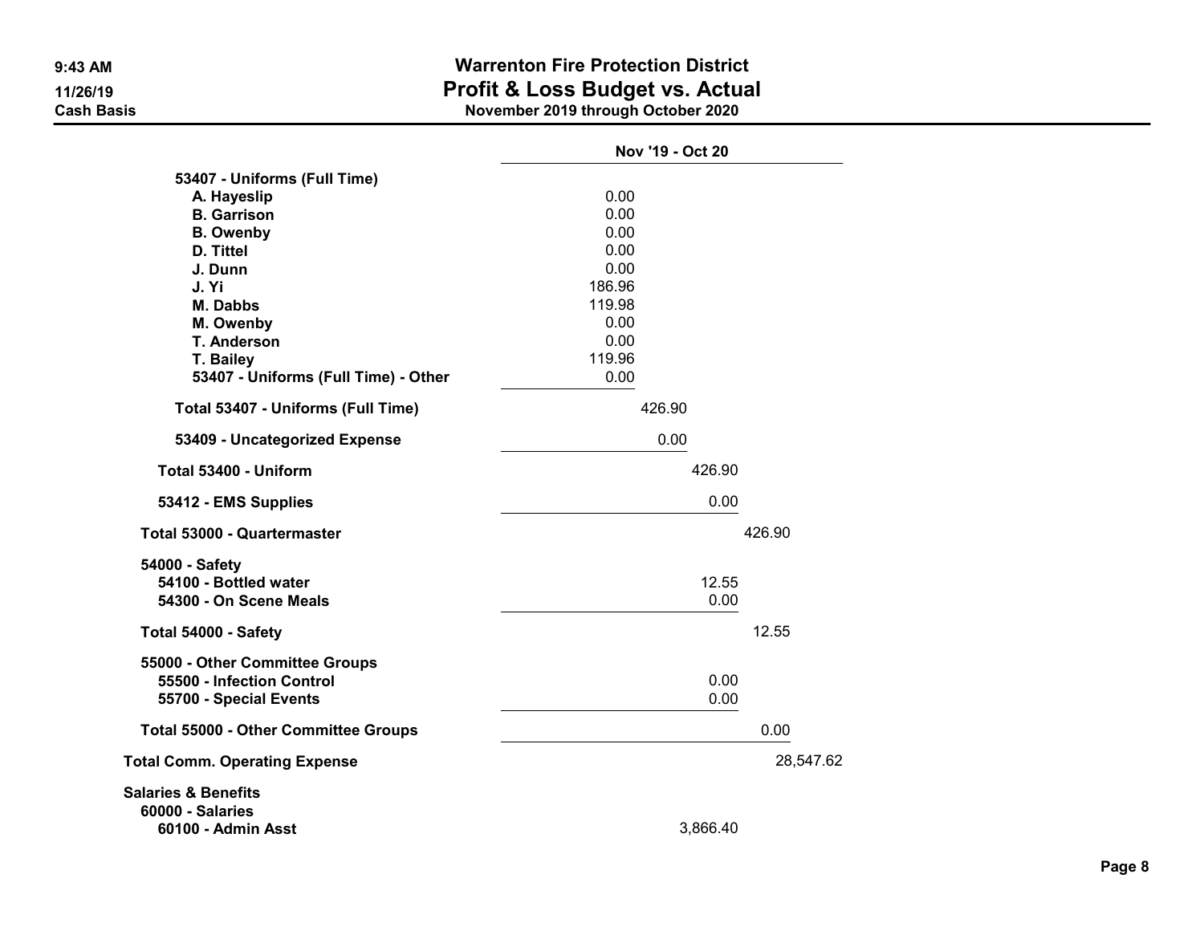# Warrenton Fire Protection District

## Profit & Loss Budget vs. Actual

**November 2019 through October 2020**

9:43 AM
11/26/19
Cash Basis

| | Nov '19 - Oct 20 |
|---|---|
| **53407 - Uniforms (Full Time)** | |
| A. Hayeslip | 0.00 |
| B. Garrison | 0.00 |
| B. Owenby | 0.00 |
| D. Tittel | 0.00 |
| J. Dunn | 0.00 |
| J. Yi | 186.96 |
| M. Dabbs | 119.98 |
| M. Owenby | 0.00 |
| T. Anderson | 0.00 |
| T. Bailey | 119.96 |
| 53407 - Uniforms (Full Time) - Other | 0.00 |
| **Total 53407 - Uniforms (Full Time)** | 426.90 |
| **53409 - Uncategorized Expense** | 0.00 |
| **Total 53400 - Uniform** | 426.90 |
| **53412 - EMS Supplies** | 0.00 |
| **Total 53000 - Quartermaster** | 426.90 |
| **54000 - Safety** | |
| 54100 - Bottled water | 12.55 |
| 54300 - On Scene Meals | 0.00 |
| **Total 54000 - Safety** | 12.55 |
| **55000 - Other Committee Groups** | |
| 55500 - Infection Control | 0.00 |
| 55700 - Special Events | 0.00 |
| **Total 55000 - Other Committee Groups** | 0.00 |
| **Total Comm. Operating Expense** | 28,547.62 |
| **Salaries & Benefits** | |
| **60000 - Salaries** | |
| 60100 - Admin Asst | 3,866.40 |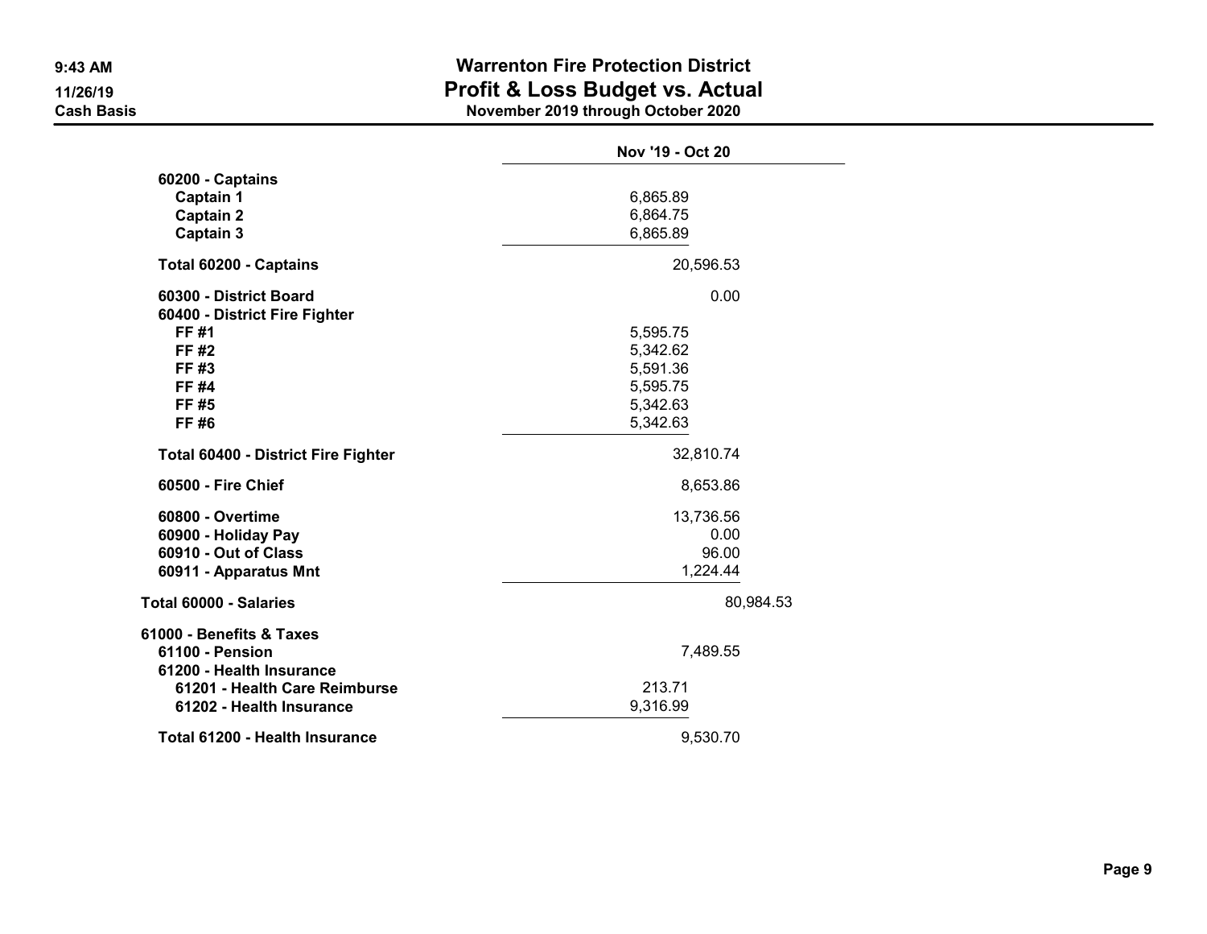# Warrenton Fire Protection District

## Profit & Loss Budget vs. Actual

### November 2019 through October 2020

9:43 AM
11/26/19
Cash Basis

| | Nov '19 - Oct 20 | | |
|---|---|---|---|
| 60200 - Captains | | | |
| Captain 1 | 6,865.89 | | |
| Captain 2 | 6,864.75 | | |
| Captain 3 | 6,865.89 | | |
| Total 60200 - Captains | | 20,596.53 | |
| 60300 - District Board | | 0.00 | |
| 60400 - District Fire Fighter | | | |
| FF #1 | 5,595.75 | | |
| FF #2 | 5,342.62 | | |
| FF #3 | 5,591.36 | | |
| FF #4 | 5,595.75 | | |
| FF #5 | 5,342.63 | | |
| FF #6 | 5,342.63 | | |
| Total 60400 - District Fire Fighter | | 32,810.74 | |
| 60500 - Fire Chief | | 8,653.86 | |
| 60800 - Overtime | | 13,736.56 | |
| 60900 - Holiday Pay | | 0.00 | |
| 60910 - Out of Class | | 96.00 | |
| 60911 - Apparatus Mnt | | 1,224.44 | |
| Total 60000 - Salaries | | | 80,984.53 |
| 61000 - Benefits & Taxes | | | |
| 61100 - Pension | | 7,489.55 | |
| 61200 - Health Insurance | | | |
| 61201 - Health Care Reimburse | 213.71 | | |
| 61202 - Health Insurance | 9,316.99 | | |
| Total 61200 - Health Insurance | | 9,530.70 | |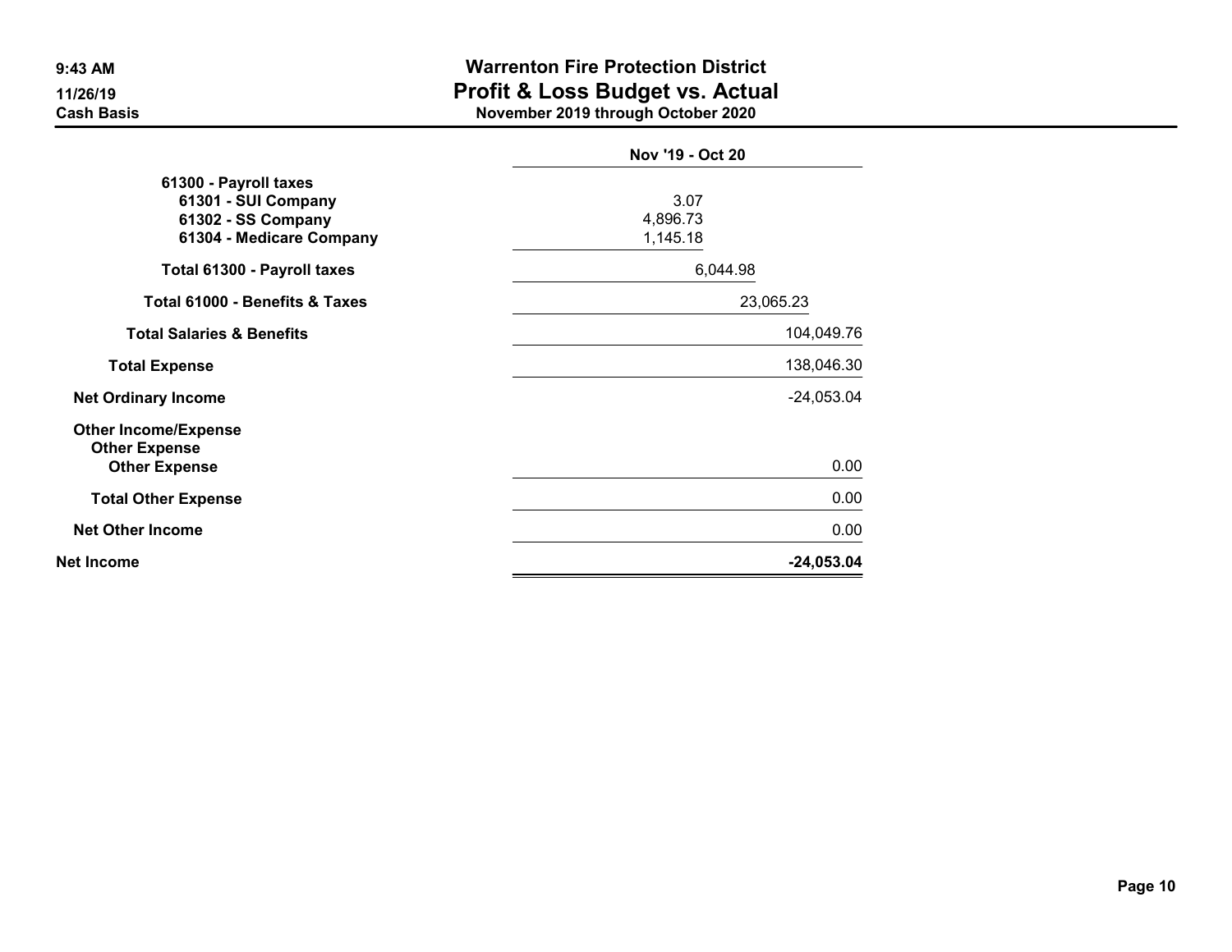# Warrenton Fire Protection District
## Profit & Loss Budget vs. Actual
### November 2019 through October 2020

9:43 AM
11/26/19
Cash Basis

| | Nov '19 - Oct 20 |
|---|---|
| 61300 - Payroll taxes | |
| 61301 - SUI Company | 3.07 |
| 61302 - SS Company | 4,896.73 |
| 61304 - Medicare Company | 1,145.18 |
| Total 61300 - Payroll taxes | 6,044.98 |
| Total 61000 - Benefits & Taxes | 23,065.23 |
| Total Salaries & Benefits | 104,049.76 |
| Total Expense | 138,046.30 |
| Net Ordinary Income | -24,053.04 |
| Other Income/Expense | |
| Other Expense | |
| Other Expense | 0.00 |
| Total Other Expense | 0.00 |
| Net Other Income | 0.00 |
| **Net Income** | **-24,053.04** |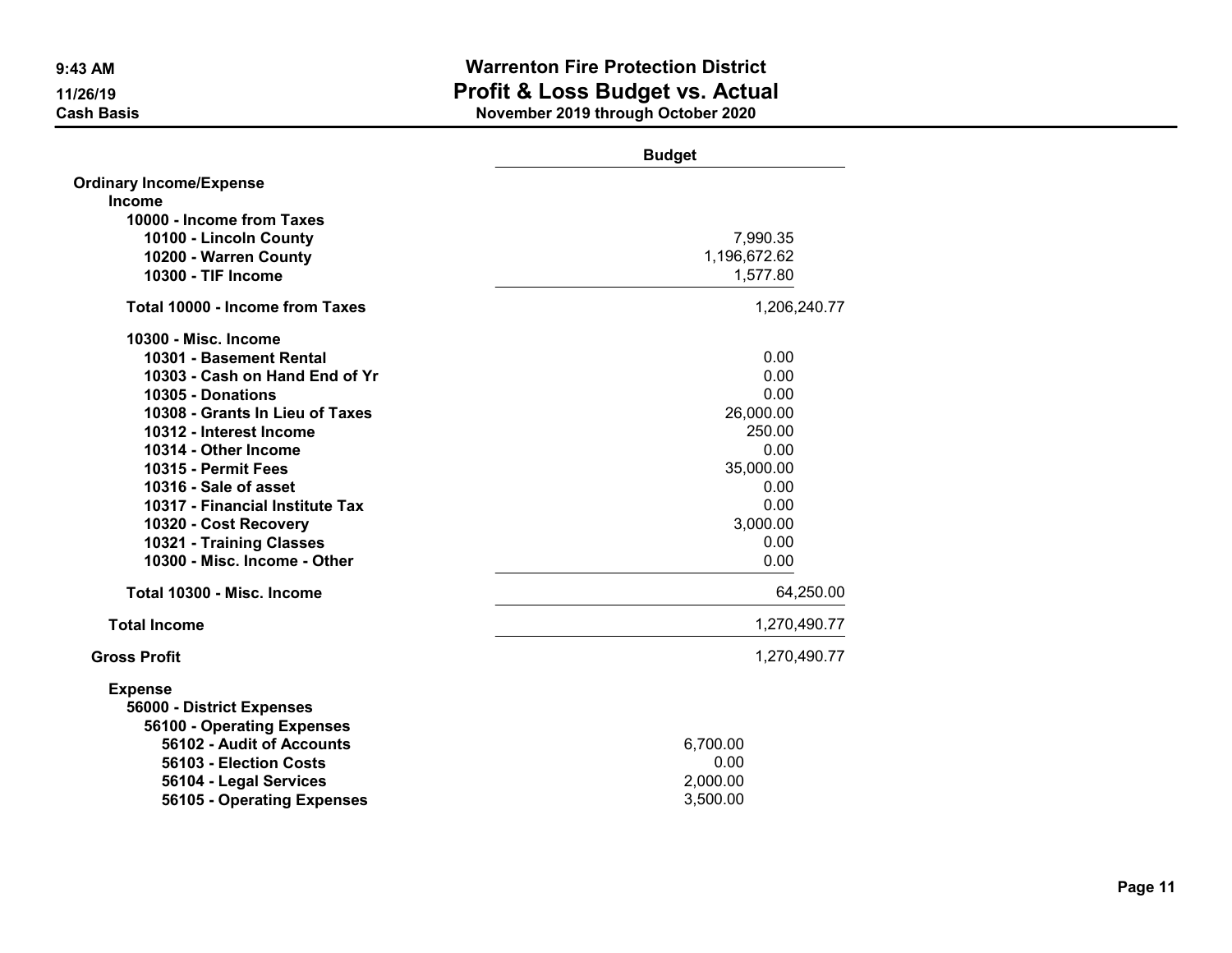# Warrenton Fire Protection District

## Profit & Loss Budget vs. Actual

**November 2019 through October 2020**

9:43 AM
11/26/19
Cash Basis

| | Budget |
|---|---|
| **Ordinary Income/Expense** | |
| **Income** | |
| **10000 - Income from Taxes** | |
| **10100 - Lincoln County** | 7,990.35 |
| **10200 - Warren County** | 1,196,672.62 |
| **10300 - TIF Income** | 1,577.80 |
| **Total 10000 - Income from Taxes** | 1,206,240.77 |
| **10300 - Misc. Income** | |
| **10301 - Basement Rental** | 0.00 |
| **10303 - Cash on Hand End of Yr** | 0.00 |
| **10305 - Donations** | 0.00 |
| **10308 - Grants In Lieu of Taxes** | 26,000.00 |
| **10312 - Interest Income** | 250.00 |
| **10314 - Other Income** | 0.00 |
| **10315 - Permit Fees** | 35,000.00 |
| **10316 - Sale of asset** | 0.00 |
| **10317 - Financial Institute Tax** | 0.00 |
| **10320 - Cost Recovery** | 3,000.00 |
| **10321 - Training Classes** | 0.00 |
| **10300 - Misc. Income - Other** | 0.00 |
| **Total 10300 - Misc. Income** | 64,250.00 |
| **Total Income** | 1,270,490.77 |
| **Gross Profit** | 1,270,490.77 |
| **Expense** | |
| **56000 - District Expenses** | |
| **56100 - Operating Expenses** | |
| **56102 - Audit of Accounts** | 6,700.00 |
| **56103 - Election Costs** | 0.00 |
| **56104 - Legal Services** | 2,000.00 |
| **56105 - Operating Expenses** | 3,500.00 |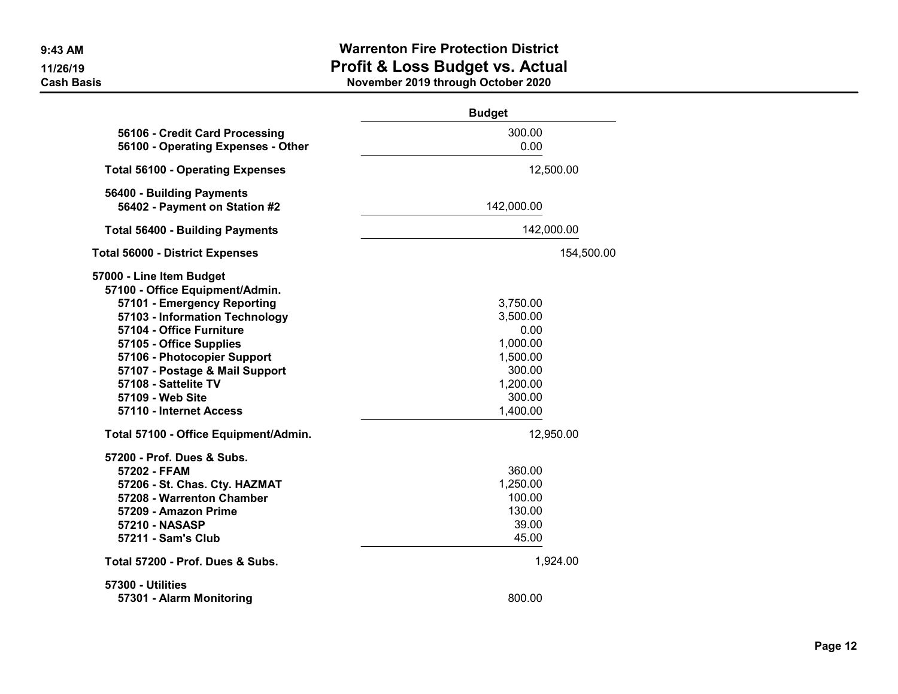# Warrenton Fire Protection District
## Profit & Loss Budget vs. Actual
### November 2019 through October 2020

9:43 AM
11/26/19
Cash Basis

| | Budget |
|---|---|
| 56106 - Credit Card Processing | 300.00 |
| 56100 - Operating Expenses - Other | 0.00 |
| **Total 56100 - Operating Expenses** | 12,500.00 |
| **56400 - Building Payments** | |
| 56402 - Payment on Station #2 | 142,000.00 |
| **Total 56400 - Building Payments** | 142,000.00 |
| **Total 56000 - District Expenses** | 154,500.00 |
| **57000 - Line Item Budget** | |
| **57100 - Office Equipment/Admin.** | |
| 57101 - Emergency Reporting | 3,750.00 |
| 57103 - Information Technology | 3,500.00 |
| 57104 - Office Furniture | 0.00 |
| 57105 - Office Supplies | 1,000.00 |
| 57106 - Photocopier Support | 1,500.00 |
| 57107 - Postage & Mail Support | 300.00 |
| 57108 - Sattelite TV | 1,200.00 |
| 57109 - Web Site | 300.00 |
| 57110 - Internet Access | 1,400.00 |
| **Total 57100 - Office Equipment/Admin.** | 12,950.00 |
| **57200 - Prof. Dues & Subs.** | |
| 57202 - FFAM | 360.00 |
| 57206 - St. Chas. Cty. HAZMAT | 1,250.00 |
| 57208 - Warrenton Chamber | 100.00 |
| 57209 - Amazon Prime | 130.00 |
| 57210 - NASASP | 39.00 |
| 57211 - Sam's Club | 45.00 |
| **Total 57200 - Prof. Dues & Subs.** | 1,924.00 |
| **57300 - Utilities** | |
| 57301 - Alarm Monitoring | 800.00 |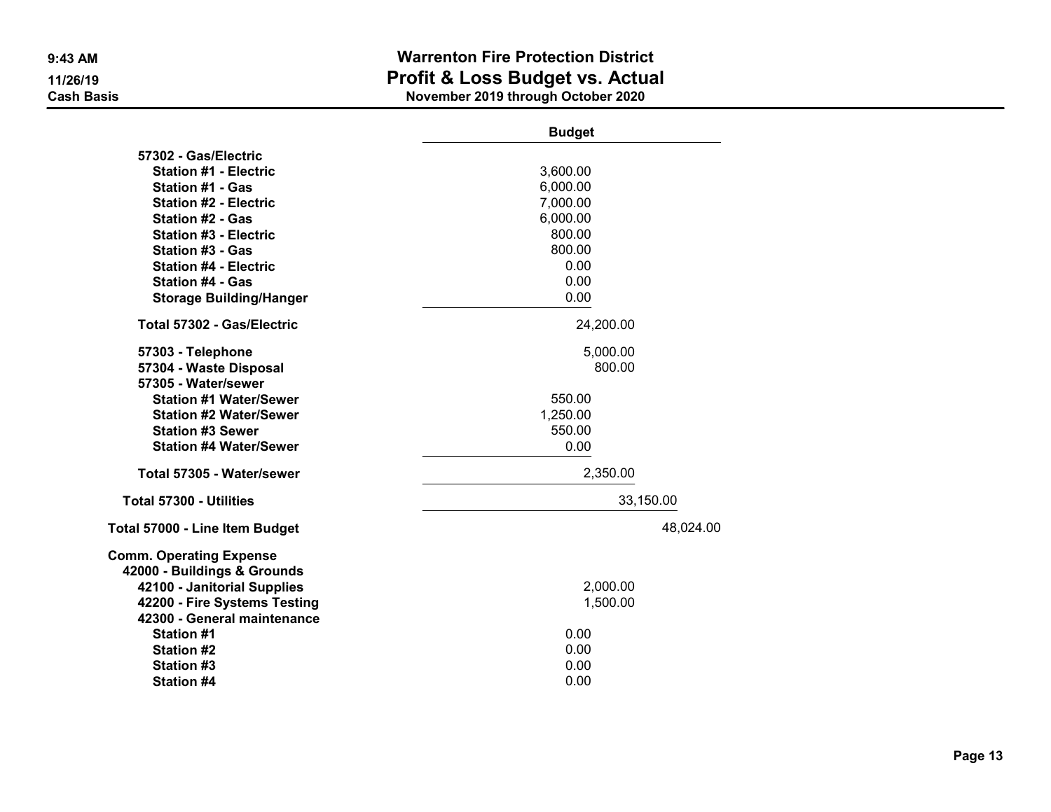# Warrenton Fire Protection District
## Profit & Loss Budget vs. Actual
### November 2019 through October 2020

9:43 AM
11/26/19
Cash Basis

| | Budget |
|---|---|
| 57302 - Gas/Electric | |
| Station #1 - Electric | 3,600.00 |
| Station #1 - Gas | 6,000.00 |
| Station #2 - Electric | 7,000.00 |
| Station #2 - Gas | 6,000.00 |
| Station #3 - Electric | 800.00 |
| Station #3 - Gas | 800.00 |
| Station #4 - Electric | 0.00 |
| Station #4 - Gas | 0.00 |
| Storage Building/Hanger | 0.00 |
| Total 57302 - Gas/Electric | 24,200.00 |
| 57303 - Telephone | 5,000.00 |
| 57304 - Waste Disposal | 800.00 |
| 57305 - Water/sewer | |
| Station #1 Water/Sewer | 550.00 |
| Station #2 Water/Sewer | 1,250.00 |
| Station #3 Sewer | 550.00 |
| Station #4 Water/Sewer | 0.00 |
| Total 57305 - Water/sewer | 2,350.00 |
| Total 57300 - Utilities | 33,150.00 |
| Total 57000 - Line Item Budget | 48,024.00 |
| Comm. Operating Expense | |
| 42000 - Buildings & Grounds | |
| 42100 - Janitorial Supplies | 2,000.00 |
| 42200 - Fire Systems Testing | 1,500.00 |
| 42300 - General maintenance | |
| Station #1 | 0.00 |
| Station #2 | 0.00 |
| Station #3 | 0.00 |
| Station #4 | 0.00 |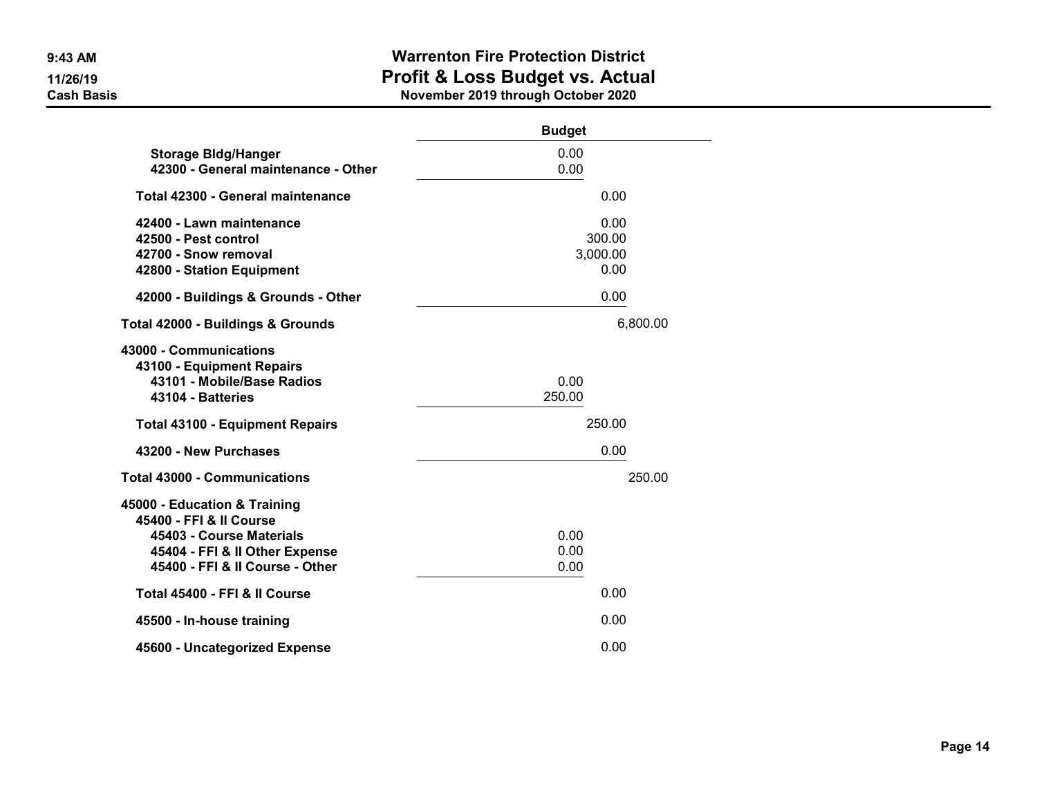# Warrenton Fire Protection District
## Profit & Loss Budget vs. Actual
### November 2019 through October 2020

9:43 AM
11/26/19
Cash Basis

| | Budget |
|---|---|
| Storage Bldg/Hanger | 0.00 |
| 42300 - General maintenance - Other | 0.00 |
| Total 42300 - General maintenance | 0.00 |
| 42400 - Lawn maintenance | 0.00 |
| 42500 - Pest control | 300.00 |
| 42700 - Snow removal | 3,000.00 |
| 42800 - Station Equipment | 0.00 |
| 42000 - Buildings & Grounds - Other | 0.00 |
| Total 42000 - Buildings & Grounds | 6,800.00 |
| 43000 - Communications | |
| 43100 - Equipment Repairs | |
| 43101 - Mobile/Base Radios | 0.00 |
| 43104 - Batteries | 250.00 |
| Total 43100 - Equipment Repairs | 250.00 |
| 43200 - New Purchases | 0.00 |
| Total 43000 - Communications | 250.00 |
| 45000 - Education & Training | |
| 45400 - FFI & II Course | |
| 45403 - Course Materials | 0.00 |
| 45404 - FFI & II Other Expense | 0.00 |
| 45400 - FFI & II Course - Other | 0.00 |
| Total 45400 - FFI & II Course | 0.00 |
| 45500 - In-house training | 0.00 |
| 45600 - Uncategorized Expense | 0.00 |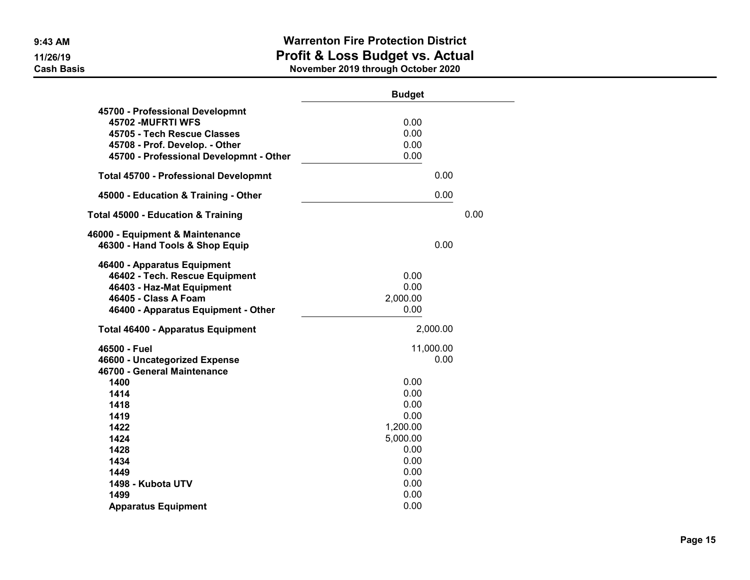# Warrenton Fire Protection District
## Profit & Loss Budget vs. Actual
### November 2019 through October 2020

9:43 AM
11/26/19
Cash Basis

| | Budget | | |
|---|---|---|---|
| 45700 - Professional Developmnt | | | |
| 45702 -MUFRTI WFS | 0.00 | | |
| 45705 - Tech Rescue Classes | 0.00 | | |
| 45708 - Prof. Develop. - Other | 0.00 | | |
| 45700 - Professional Developmnt - Other | 0.00 | | |
| Total 45700 - Professional Developmnt | | 0.00 | |
| 45000 - Education & Training - Other | | 0.00 | |
| Total 45000 - Education & Training | | | 0.00 |
| 46000 - Equipment & Maintenance | | | |
| 46300 - Hand Tools & Shop Equip | | 0.00 | |
| 46400 - Apparatus Equipment | | | |
| 46402 - Tech. Rescue Equipment | 0.00 | | |
| 46403 - Haz-Mat Equipment | 0.00 | | |
| 46405 - Class A Foam | 2,000.00 | | |
| 46400 - Apparatus Equipment - Other | 0.00 | | |
| Total 46400 - Apparatus Equipment | | 2,000.00 | |
| 46500 - Fuel | | 11,000.00 | |
| 46600 - Uncategorized Expense | | 0.00 | |
| 46700 - General Maintenance | | | |
| 1400 | 0.00 | | |
| 1414 | 0.00 | | |
| 1418 | 0.00 | | |
| 1419 | 0.00 | | |
| 1422 | 1,200.00 | | |
| 1424 | 5,000.00 | | |
| 1428 | 0.00 | | |
| 1434 | 0.00 | | |
| 1449 | 0.00 | | |
| 1498 - Kubota UTV | 0.00 | | |
| 1499 | 0.00 | | |
| Apparatus Equipment | 0.00 | | |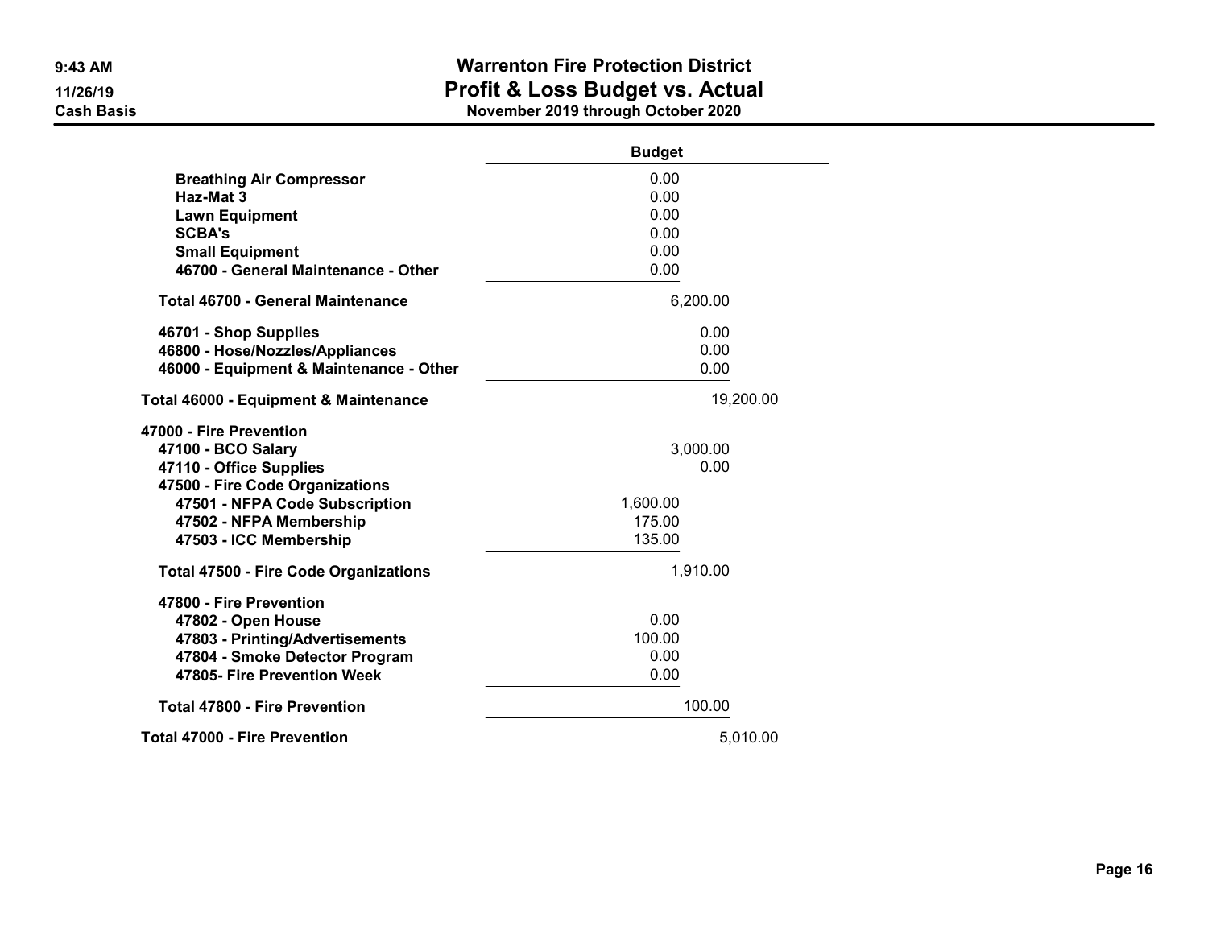| | Budget |
|---|---|
| Breathing Air Compressor | 0.00 |
| Haz-Mat 3 | 0.00 |
| Lawn Equipment | 0.00 |
| SCBA's | 0.00 |
| Small Equipment | 0.00 |
| 46700 - General Maintenance - Other | 0.00 |
| Total 46700 - General Maintenance | 6,200.00 |
| 46701 - Shop Supplies | 0.00 |
| 46800 - Hose/Nozzles/Appliances | 0.00 |
| 46000 - Equipment & Maintenance - Other | 0.00 |
| Total 46000 - Equipment & Maintenance | 19,200.00 |
| 47000 - Fire Prevention | |
| 47100 - BCO Salary | 3,000.00 |
| 47110 - Office Supplies | 0.00 |
| 47500 - Fire Code Organizations | |
| 47501 - NFPA Code Subscription | 1,600.00 |
| 47502 - NFPA Membership | 175.00 |
| 47503 - ICC Membership | 135.00 |
| Total 47500 - Fire Code Organizations | 1,910.00 |
| 47800 - Fire Prevention | |
| 47802 - Open House | 0.00 |
| 47803 - Printing/Advertisements | 100.00 |
| 47804 - Smoke Detector Program | 0.00 |
| 47805- Fire Prevention Week | 0.00 |
| Total 47800 - Fire Prevention | 100.00 |
| Total 47000 - Fire Prevention | 5,010.00 |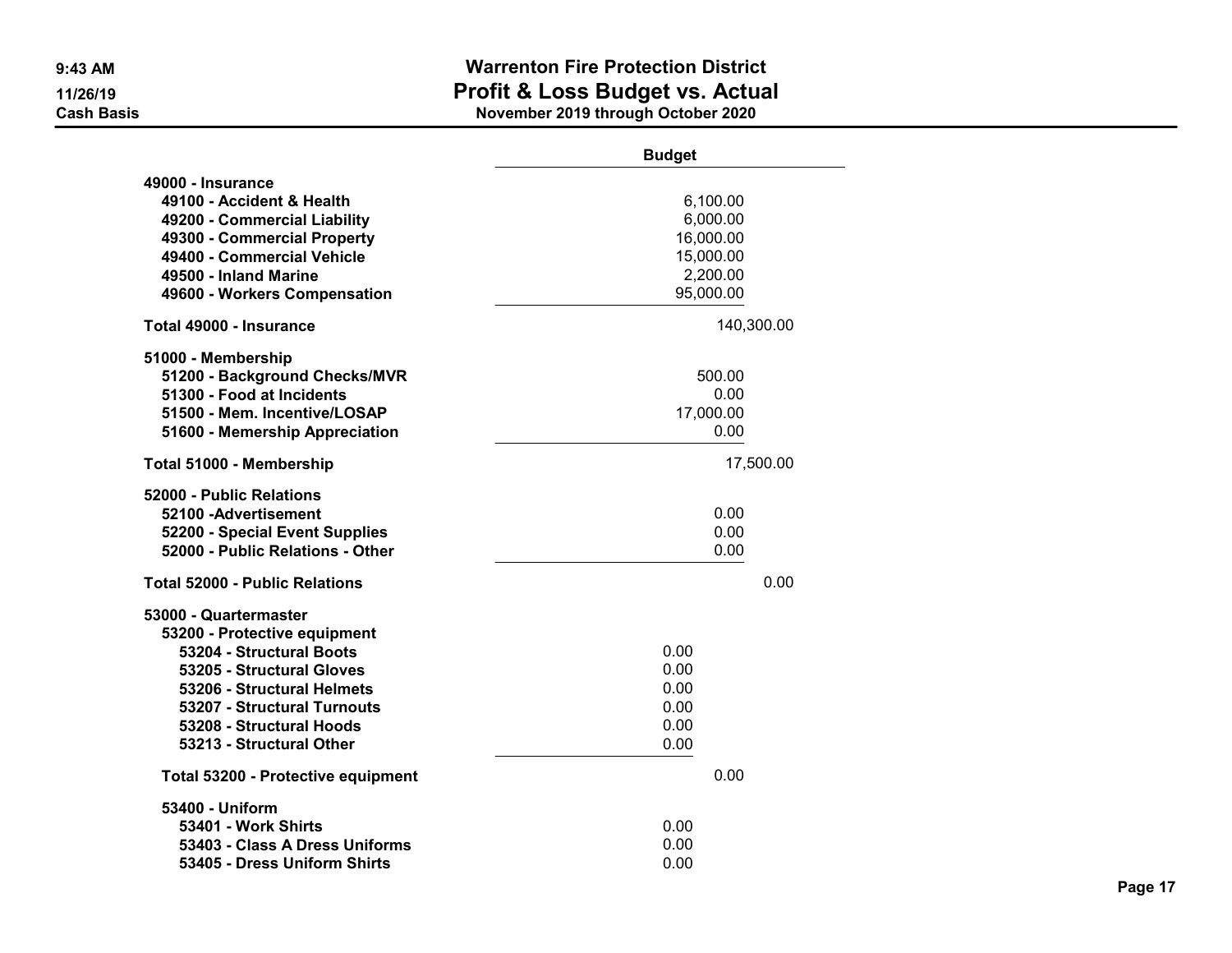**Warrenton Fire Protection District**
# Profit & Loss Budget vs. Actual
**November 2019 through October 2020**

9:43 AM
11/26/19
Cash Basis

| | Budget |
|---|---|
| **49000 - Insurance** | |
| **49100 - Accident & Health** | 6,100.00 |
| **49200 - Commercial Liability** | 6,000.00 |
| **49300 - Commercial Property** | 16,000.00 |
| **49400 - Commercial Vehicle** | 15,000.00 |
| **49500 - Inland Marine** | 2,200.00 |
| **49600 - Workers Compensation** | 95,000.00 |
| **Total 49000 - Insurance** | 140,300.00 |
| **51000 - Membership** | |
| **51200 - Background Checks/MVR** | 500.00 |
| **51300 - Food at Incidents** | 0.00 |
| **51500 - Mem. Incentive/LOSAP** | 17,000.00 |
| **51600 - Memership Appreciation** | 0.00 |
| **Total 51000 - Membership** | 17,500.00 |
| **52000 - Public Relations** | |
| **52100 -Advertisement** | 0.00 |
| **52200 - Special Event Supplies** | 0.00 |
| **52000 - Public Relations - Other** | 0.00 |
| **Total 52000 - Public Relations** | 0.00 |
| **53000 - Quartermaster** | |
| **53200 - Protective equipment** | |
| **53204 - Structural Boots** | 0.00 |
| **53205 - Structural Gloves** | 0.00 |
| **53206 - Structural Helmets** | 0.00 |
| **53207 - Structural Turnouts** | 0.00 |
| **53208 - Structural Hoods** | 0.00 |
| **53213 - Structural Other** | 0.00 |
| **Total 53200 - Protective equipment** | 0.00 |
| **53400 - Uniform** | |
| **53401 - Work Shirts** | 0.00 |
| **53403 - Class A Dress Uniforms** | 0.00 |
| **53405 - Dress Uniform Shirts** | 0.00 |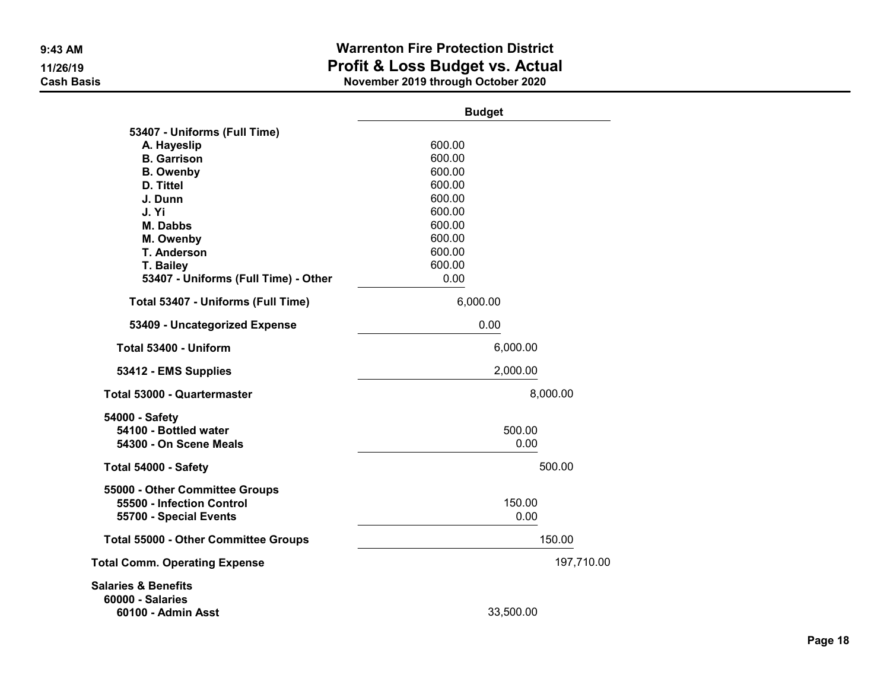## Warrenton Fire Protection District
## Profit & Loss Budget vs. Actual
### November 2019 through October 2020

9:43 AM
11/26/19
Cash Basis

| | Budget |
|---|---|
| 53407 - Uniforms (Full Time) | |
| A. Hayeslip | 600.00 |
| B. Garrison | 600.00 |
| B. Owenby | 600.00 |
| D. Tittel | 600.00 |
| J. Dunn | 600.00 |
| J. Yi | 600.00 |
| M. Dabbs | 600.00 |
| M. Owenby | 600.00 |
| T. Anderson | 600.00 |
| T. Bailey | 600.00 |
| 53407 - Uniforms (Full Time) - Other | 0.00 |
| Total 53407 - Uniforms (Full Time) | 6,000.00 |
| 53409 - Uncategorized Expense | 0.00 |
| Total 53400 - Uniform | 6,000.00 |
| 53412 - EMS Supplies | 2,000.00 |
| Total 53000 - Quartermaster | 8,000.00 |
| 54000 - Safety | |
| 54100 - Bottled water | 500.00 |
| 54300 - On Scene Meals | 0.00 |
| Total 54000 - Safety | 500.00 |
| 55000 - Other Committee Groups | |
| 55500 - Infection Control | 150.00 |
| 55700 - Special Events | 0.00 |
| Total 55000 - Other Committee Groups | 150.00 |
| Total Comm. Operating Expense | 197,710.00 |
| Salaries & Benefits | |
| 60000 - Salaries | |
| 60100 - Admin Asst | 33,500.00 |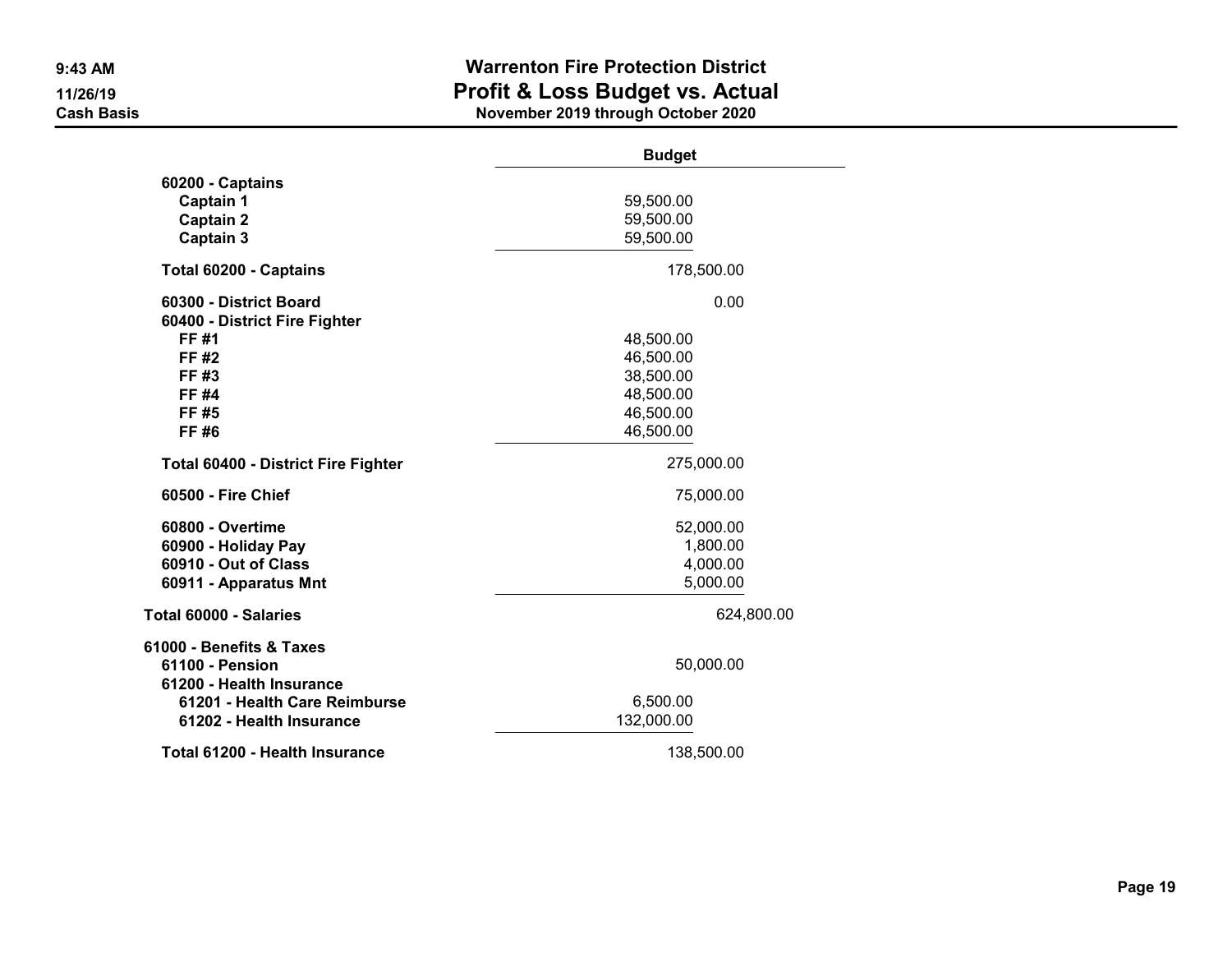# Warrenton Fire Protection District
## Profit & Loss Budget vs. Actual
### November 2019 through October 2020

9:43 AM
11/26/19
Cash Basis

| | Budget |
|---|---|
| 60200 - Captains | |
| Captain 1 | 59,500.00 |
| Captain 2 | 59,500.00 |
| Captain 3 | 59,500.00 |
| Total 60200 - Captains | 178,500.00 |
| 60300 - District Board | 0.00 |
| 60400 - District Fire Fighter | |
| FF #1 | 48,500.00 |
| FF #2 | 46,500.00 |
| FF #3 | 38,500.00 |
| FF #4 | 48,500.00 |
| FF #5 | 46,500.00 |
| FF #6 | 46,500.00 |
| Total 60400 - District Fire Fighter | 275,000.00 |
| 60500 - Fire Chief | 75,000.00 |
| 60800 - Overtime | 52,000.00 |
| 60900 - Holiday Pay | 1,800.00 |
| 60910 - Out of Class | 4,000.00 |
| 60911 - Apparatus Mnt | 5,000.00 |
| Total 60000 - Salaries | 624,800.00 |
| 61000 - Benefits & Taxes | |
| 61100 - Pension | 50,000.00 |
| 61200 - Health Insurance | |
| 61201 - Health Care Reimburse | 6,500.00 |
| 61202 - Health Insurance | 132,000.00 |
| Total 61200 - Health Insurance | 138,500.00 |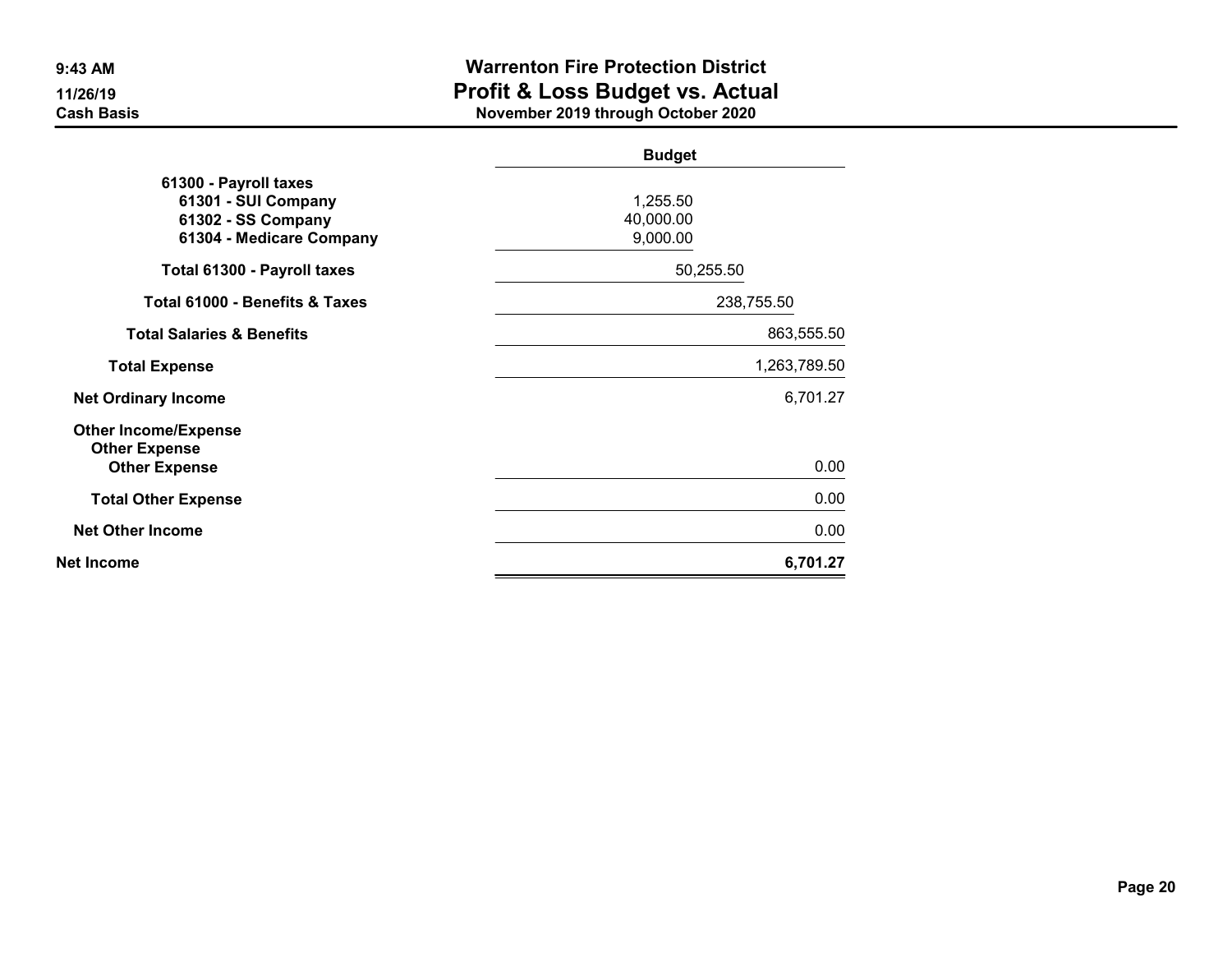# Warrenton Fire Protection District
## Profit & Loss Budget vs. Actual
### November 2019 through October 2020

9:43 AM
11/26/19
Cash Basis

| | Budget |
|---|---|
| 61300 - Payroll taxes | |
| 61301 - SUI Company | 1,255.50 |
| 61302 - SS Company | 40,000.00 |
| 61304 - Medicare Company | 9,000.00 |
| Total 61300 - Payroll taxes | 50,255.50 |
| Total 61000 - Benefits & Taxes | 238,755.50 |
| Total Salaries & Benefits | 863,555.50 |
| Total Expense | 1,263,789.50 |
| Net Ordinary Income | 6,701.27 |
| Other Income/Expense | |
| Other Expense | |
| Other Expense | 0.00 |
| Total Other Expense | 0.00 |
| Net Other Income | 0.00 |
| **Net Income** | **6,701.27** |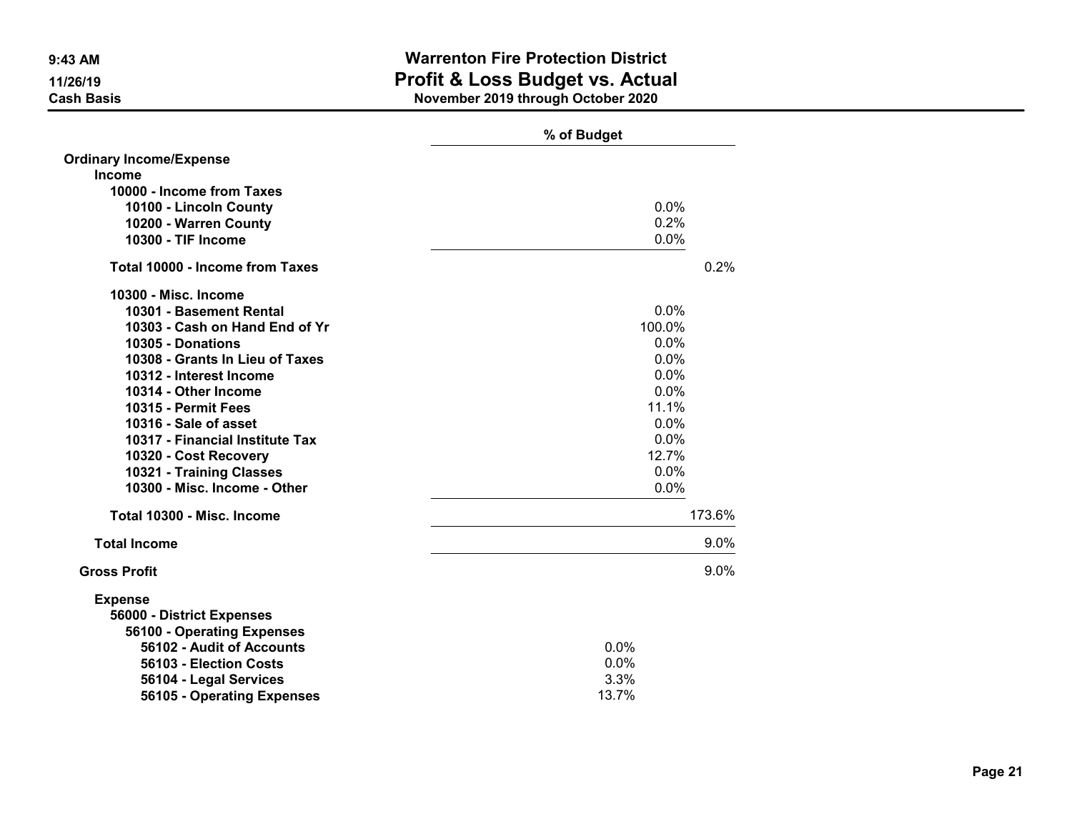# Warrenton Fire Protection District

## Profit & Loss Budget vs. Actual

**November 2019 through October 2020**

9:43 AM
11/26/19
Cash Basis

| | % of Budget |
|---|---|
| **Ordinary Income/Expense** | |
| **Income** | |
| **10000 - Income from Taxes** | |
| **10100 - Lincoln County** | 0.0% |
| **10200 - Warren County** | 0.2% |
| **10300 - TIF Income** | 0.0% |
| **Total 10000 - Income from Taxes** | 0.2% |
| **10300 - Misc. Income** | |
| **10301 - Basement Rental** | 0.0% |
| **10303 - Cash on Hand End of Yr** | 100.0% |
| **10305 - Donations** | 0.0% |
| **10308 - Grants In Lieu of Taxes** | 0.0% |
| **10312 - Interest Income** | 0.0% |
| **10314 - Other Income** | 0.0% |
| **10315 - Permit Fees** | 11.1% |
| **10316 - Sale of asset** | 0.0% |
| **10317 - Financial Institute Tax** | 0.0% |
| **10320 - Cost Recovery** | 12.7% |
| **10321 - Training Classes** | 0.0% |
| **10300 - Misc. Income - Other** | 0.0% |
| **Total 10300 - Misc. Income** | 173.6% |
| **Total Income** | 9.0% |
| **Gross Profit** | 9.0% |
| **Expense** | |
| **56000 - District Expenses** | |
| **56100 - Operating Expenses** | |
| **56102 - Audit of Accounts** | 0.0% |
| **56103 - Election Costs** | 0.0% |
| **56104 - Legal Services** | 3.3% |
| **56105 - Operating Expenses** | 13.7% |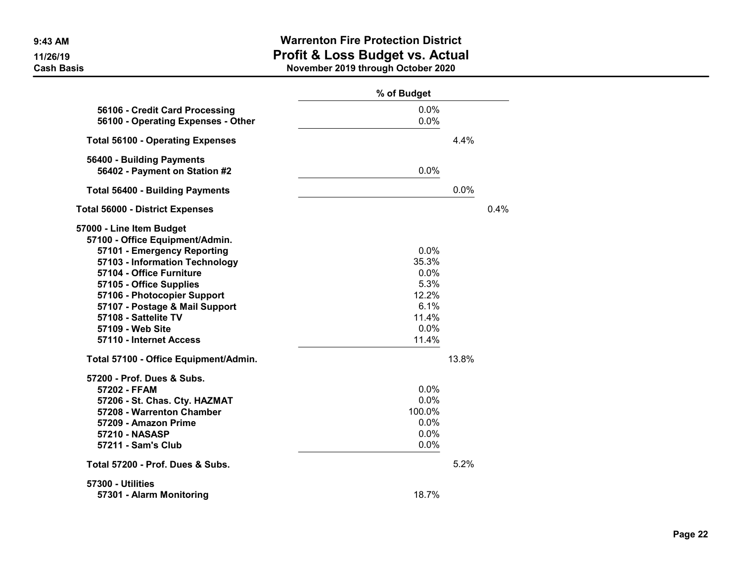# Warrenton Fire Protection District
## Profit & Loss Budget vs. Actual
### November 2019 through October 2020

9:43 AM
11/26/19
Cash Basis

| | % of Budget | | |
|---|---|---|---|
| 56106 - Credit Card Processing | 0.0% | | |
| 56100 - Operating Expenses - Other | 0.0% | | |
| Total 56100 - Operating Expenses | | 4.4% | |
| 56400 - Building Payments | | | |
| 56402 - Payment on Station #2 | 0.0% | | |
| Total 56400 - Building Payments | | 0.0% | |
| Total 56000 - District Expenses | | | 0.4% |
| 57000 - Line Item Budget | | | |
| 57100 - Office Equipment/Admin. | | | |
| 57101 - Emergency Reporting | 0.0% | | |
| 57103 - Information Technology | 35.3% | | |
| 57104 - Office Furniture | 0.0% | | |
| 57105 - Office Supplies | 5.3% | | |
| 57106 - Photocopier Support | 12.2% | | |
| 57107 - Postage & Mail Support | 6.1% | | |
| 57108 - Sattelite TV | 11.4% | | |
| 57109 - Web Site | 0.0% | | |
| 57110 - Internet Access | 11.4% | | |
| Total 57100 - Office Equipment/Admin. | | 13.8% | |
| 57200 - Prof. Dues & Subs. | | | |
| 57202 - FFAM | 0.0% | | |
| 57206 - St. Chas. Cty. HAZMAT | 0.0% | | |
| 57208 - Warrenton Chamber | 100.0% | | |
| 57209 - Amazon Prime | 0.0% | | |
| 57210 - NASASP | 0.0% | | |
| 57211 - Sam's Club | 0.0% | | |
| Total 57200 - Prof. Dues & Subs. | | 5.2% | |
| 57300 - Utilities | | | |
| 57301 - Alarm Monitoring | 18.7% | | |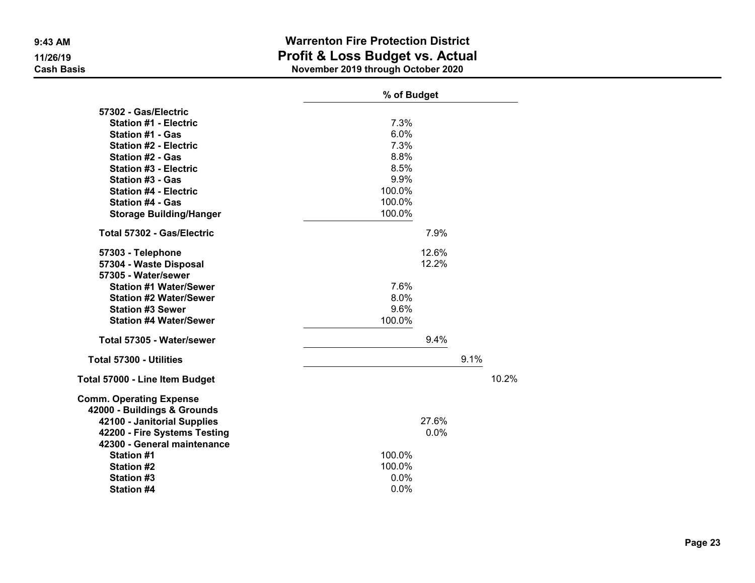# Warrenton Fire Protection District
## Profit & Loss Budget vs. Actual
### November 2019 through October 2020

9:43 AM
11/26/19
Cash Basis

| | % of Budget | | | |
|---|---|---|---|---|
| 57302 - Gas/Electric | | | | |
| Station #1 - Electric | 7.3% | | | |
| Station #1 - Gas | 6.0% | | | |
| Station #2 - Electric | 7.3% | | | |
| Station #2 - Gas | 8.8% | | | |
| Station #3 - Electric | 8.5% | | | |
| Station #3 - Gas | 9.9% | | | |
| Station #4 - Electric | 100.0% | | | |
| Station #4 - Gas | 100.0% | | | |
| Storage Building/Hanger | 100.0% | | | |
| Total 57302 - Gas/Electric | | 7.9% | | |
| 57303 - Telephone | | 12.6% | | |
| 57304 - Waste Disposal | | 12.2% | | |
| 57305 - Water/sewer | | | | |
| Station #1 Water/Sewer | 7.6% | | | |
| Station #2 Water/Sewer | 8.0% | | | |
| Station #3 Sewer | 9.6% | | | |
| Station #4 Water/Sewer | 100.0% | | | |
| Total 57305 - Water/sewer | | 9.4% | | |
| Total 57300 - Utilities | | | 9.1% | |
| Total 57000 - Line Item Budget | | | | 10.2% |
| Comm. Operating Expense | | | | |
| 42000 - Buildings & Grounds | | | | |
| 42100 - Janitorial Supplies | | 27.6% | | |
| 42200 - Fire Systems Testing | | 0.0% | | |
| 42300 - General maintenance | | | | |
| Station #1 | 100.0% | | | |
| Station #2 | 100.0% | | | |
| Station #3 | 0.0% | | | |
| Station #4 | 0.0% | | | |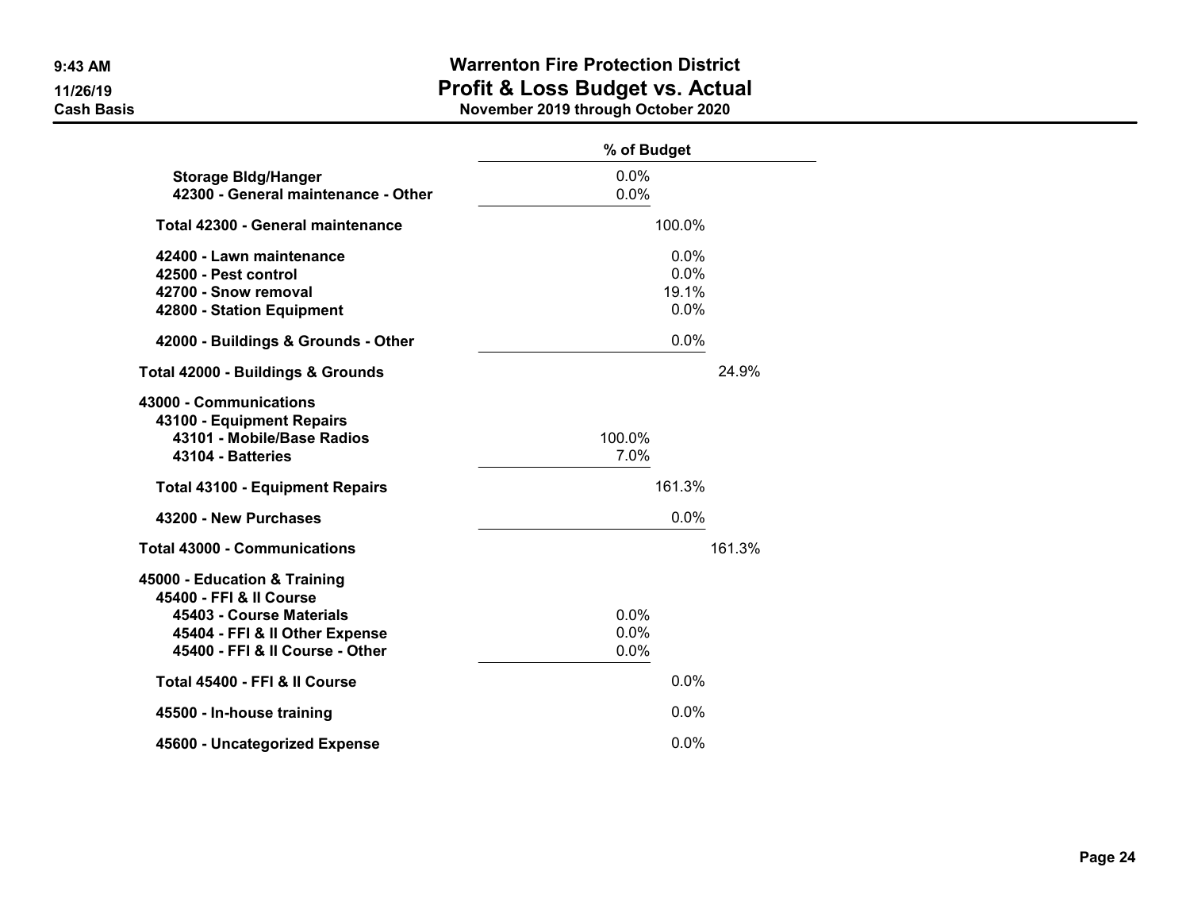# Warrenton Fire Protection District
## Profit & Loss Budget vs. Actual
### November 2019 through October 2020

9:43 AM
11/26/19
Cash Basis

| | % of Budget | | |
|---|---|---|---|
| Storage Bldg/Hanger | 0.0% | | |
| 42300 - General maintenance - Other | 0.0% | | |
| Total 42300 - General maintenance | | 100.0% | |
| 42400 - Lawn maintenance | | 0.0% | |
| 42500 - Pest control | | 0.0% | |
| 42700 - Snow removal | | 19.1% | |
| 42800 - Station Equipment | | 0.0% | |
| 42000 - Buildings & Grounds - Other | | 0.0% | |
| Total 42000 - Buildings & Grounds | | | 24.9% |
| 43000 - Communications | | | |
| 43100 - Equipment Repairs | | | |
| 43101 - Mobile/Base Radios | 100.0% | | |
| 43104 - Batteries | 7.0% | | |
| Total 43100 - Equipment Repairs | | 161.3% | |
| 43200 - New Purchases | | 0.0% | |
| Total 43000 - Communications | | | 161.3% |
| 45000 - Education & Training | | | |
| 45400 - FFI & II Course | | | |
| 45403 - Course Materials | 0.0% | | |
| 45404 - FFI & II Other Expense | 0.0% | | |
| 45400 - FFI & II Course - Other | 0.0% | | |
| Total 45400 - FFI & II Course | | 0.0% | |
| 45500 - In-house training | | 0.0% | |
| 45600 - Uncategorized Expense | | 0.0% | |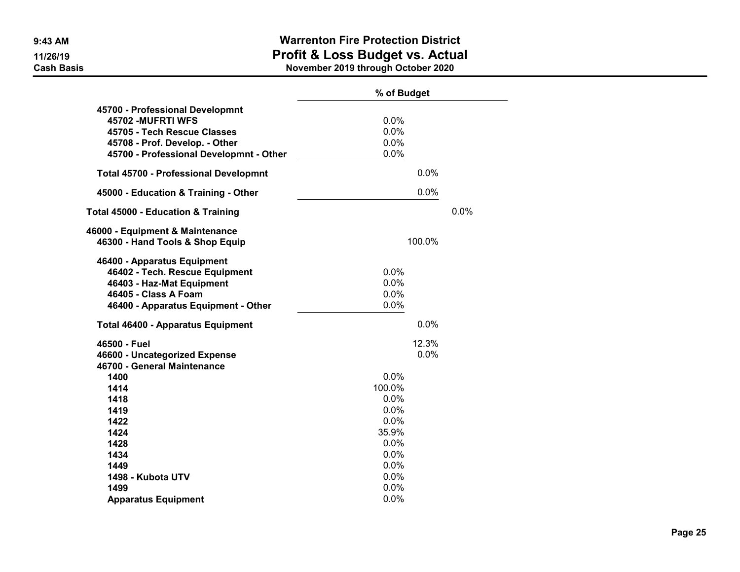# Warrenton Fire Protection District
## Profit & Loss Budget vs. Actual
### November 2019 through October 2020

9:43 AM
11/26/19
Cash Basis

| | % of Budget | | |
|---|---|---|---|
| **45700 - Professional Developmnt** | | | |
| **45702 -MUFRTI WFS** | 0.0% | | |
| **45705 - Tech Rescue Classes** | 0.0% | | |
| **45708 - Prof. Develop. - Other** | 0.0% | | |
| **45700 - Professional Developmnt - Other** | 0.0% | | |
| **Total 45700 - Professional Developmnt** | | 0.0% | |
| **45000 - Education & Training - Other** | | 0.0% | |
| **Total 45000 - Education & Training** | | | 0.0% |
| **46000 - Equipment & Maintenance** | | | |
| **46300 - Hand Tools & Shop Equip** | | 100.0% | |
| **46400 - Apparatus Equipment** | | | |
| **46402 - Tech. Rescue Equipment** | 0.0% | | |
| **46403 - Haz-Mat Equipment** | 0.0% | | |
| **46405 - Class A Foam** | 0.0% | | |
| **46400 - Apparatus Equipment - Other** | 0.0% | | |
| **Total 46400 - Apparatus Equipment** | | 0.0% | |
| **46500 - Fuel** | | 12.3% | |
| **46600 - Uncategorized Expense** | | 0.0% | |
| **46700 - General Maintenance** | | | |
| **1400** | 0.0% | | |
| **1414** | 100.0% | | |
| **1418** | 0.0% | | |
| **1419** | 0.0% | | |
| **1422** | 0.0% | | |
| **1424** | 35.9% | | |
| **1428** | 0.0% | | |
| **1434** | 0.0% | | |
| **1449** | 0.0% | | |
| **1498 - Kubota UTV** | 0.0% | | |
| **1499** | 0.0% | | |
| **Apparatus Equipment** | 0.0% | | |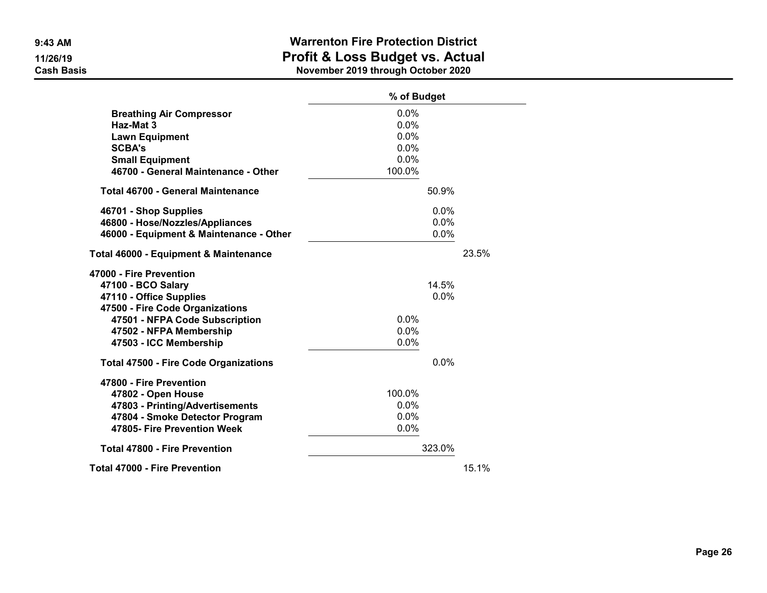# Warrenton Fire Protection District
## Profit & Loss Budget vs. Actual
### November 2019 through October 2020

9:43 AM
11/26/19
Cash Basis

| | % of Budget | | |
|---|---|---|---|
| Breathing Air Compressor | 0.0% | | |
| Haz-Mat 3 | 0.0% | | |
| Lawn Equipment | 0.0% | | |
| SCBA's | 0.0% | | |
| Small Equipment | 0.0% | | |
| 46700 - General Maintenance - Other | 100.0% | | |
| Total 46700 - General Maintenance | | 50.9% | |
| 46701 - Shop Supplies | | 0.0% | |
| 46800 - Hose/Nozzles/Appliances | | 0.0% | |
| 46000 - Equipment & Maintenance - Other | | 0.0% | |
| Total 46000 - Equipment & Maintenance | | | 23.5% |
| 47000 - Fire Prevention | | | |
| 47100 - BCO Salary | | 14.5% | |
| 47110 - Office Supplies | | 0.0% | |
| 47500 - Fire Code Organizations | | | |
| 47501 - NFPA Code Subscription | 0.0% | | |
| 47502 - NFPA Membership | 0.0% | | |
| 47503 - ICC Membership | 0.0% | | |
| Total 47500 - Fire Code Organizations | | 0.0% | |
| 47800 - Fire Prevention | | | |
| 47802 - Open House | 100.0% | | |
| 47803 - Printing/Advertisements | 0.0% | | |
| 47804 - Smoke Detector Program | 0.0% | | |
| 47805- Fire Prevention Week | 0.0% | | |
| Total 47800 - Fire Prevention | | 323.0% | |
| Total 47000 - Fire Prevention | | | 15.1% |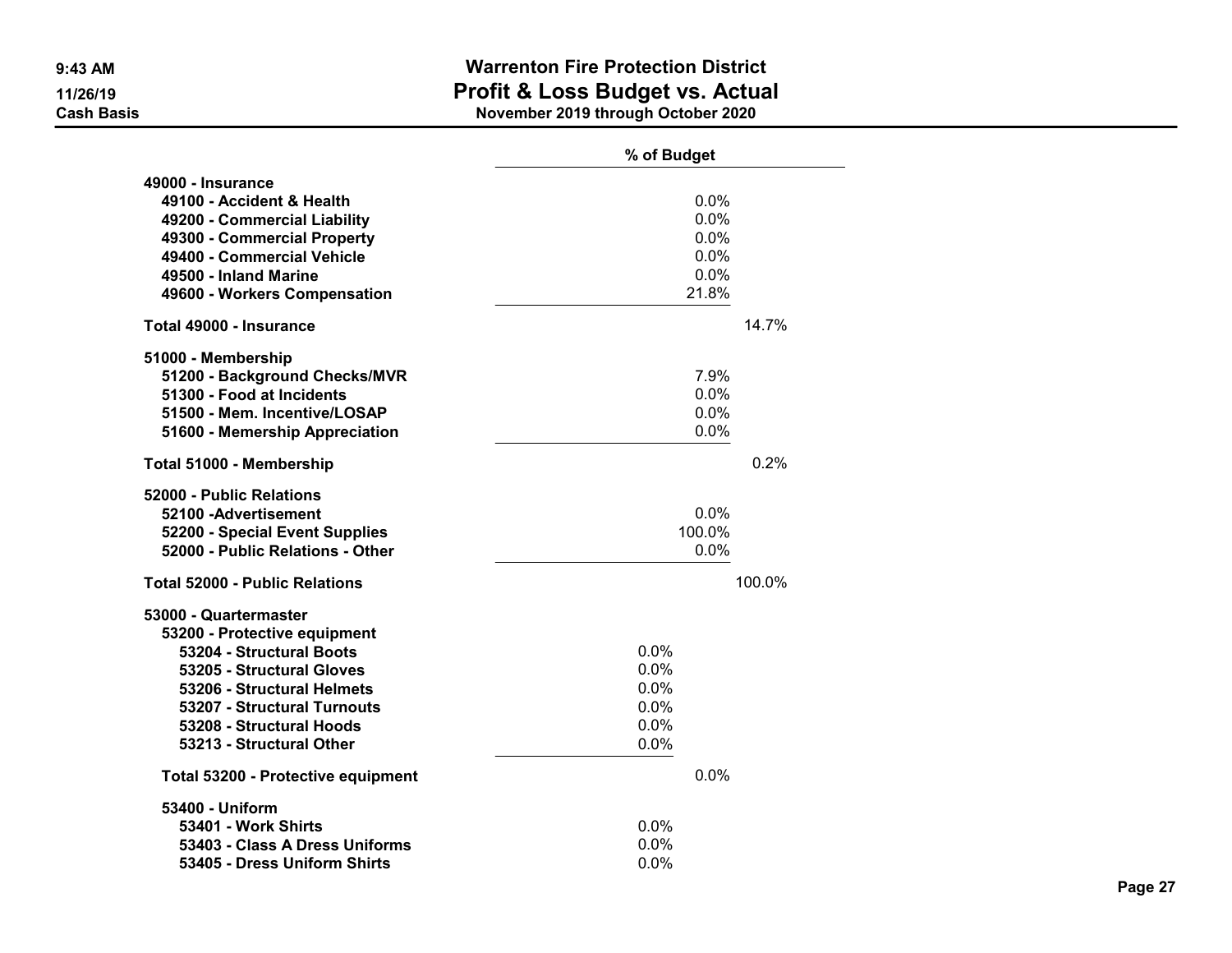**Warrenton Fire Protection District**
**Profit & Loss Budget vs. Actual**
**November 2019 through October 2020**

9:43 AM
11/26/19
Cash Basis

| | % of Budget | | |
|---|---|---|---|
| **49000 - Insurance** | | | |
| **49100 - Accident & Health** | | 0.0% | |
| **49200 - Commercial Liability** | | 0.0% | |
| **49300 - Commercial Property** | | 0.0% | |
| **49400 - Commercial Vehicle** | | 0.0% | |
| **49500 - Inland Marine** | | 0.0% | |
| **49600 - Workers Compensation** | | 21.8% | |
| **Total 49000 - Insurance** | | | 14.7% |
| **51000 - Membership** | | | |
| **51200 - Background Checks/MVR** | | 7.9% | |
| **51300 - Food at Incidents** | | 0.0% | |
| **51500 - Mem. Incentive/LOSAP** | | 0.0% | |
| **51600 - Memership Appreciation** | | 0.0% | |
| **Total 51000 - Membership** | | | 0.2% |
| **52000 - Public Relations** | | | |
| **52100 -Advertisement** | | 0.0% | |
| **52200 - Special Event Supplies** | | 100.0% | |
| **52000 - Public Relations - Other** | | 0.0% | |
| **Total 52000 - Public Relations** | | | 100.0% |
| **53000 - Quartermaster** | | | |
| **53200 - Protective equipment** | | | |
| **53204 - Structural Boots** | 0.0% | | |
| **53205 - Structural Gloves** | 0.0% | | |
| **53206 - Structural Helmets** | 0.0% | | |
| **53207 - Structural Turnouts** | 0.0% | | |
| **53208 - Structural Hoods** | 0.0% | | |
| **53213 - Structural Other** | 0.0% | | |
| **Total 53200 - Protective equipment** | | 0.0% | |
| **53400 - Uniform** | | | |
| **53401 - Work Shirts** | 0.0% | | |
| **53403 - Class A Dress Uniforms** | 0.0% | | |
| **53405 - Dress Uniform Shirts** | 0.0% | | |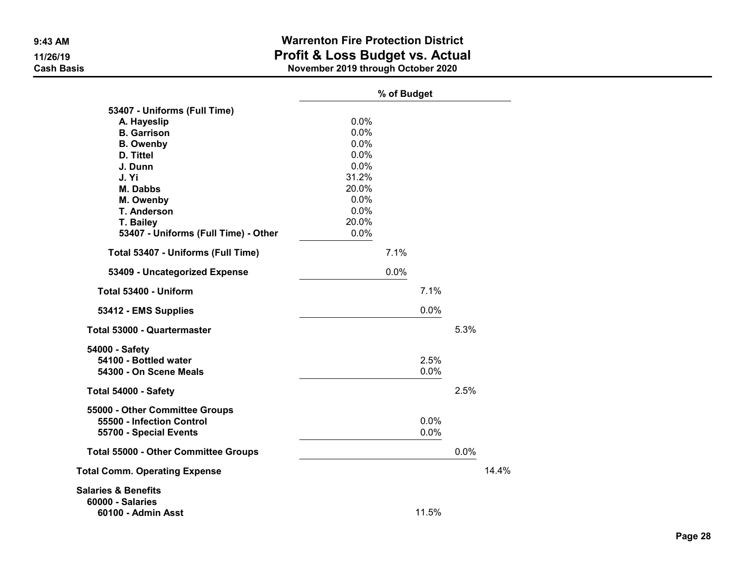**Warrenton Fire Protection District**
# Profit & Loss Budget vs. Actual
**November 2019 through October 2020**

9:43 AM
11/26/19
Cash Basis

| | % of Budget | | | | |
|---|---|---|---|---|---|
| 53407 - Uniforms (Full Time) | | | | | |
| A. Hayeslip | 0.0% | | | | |
| B. Garrison | 0.0% | | | | |
| B. Owenby | 0.0% | | | | |
| D. Tittel | 0.0% | | | | |
| J. Dunn | 0.0% | | | | |
| J. Yi | 31.2% | | | | |
| M. Dabbs | 20.0% | | | | |
| M. Owenby | 0.0% | | | | |
| T. Anderson | 0.0% | | | | |
| T. Bailey | 20.0% | | | | |
| 53407 - Uniforms (Full Time) - Other | 0.0% | | | | |
| Total 53407 - Uniforms (Full Time) | | 7.1% | | | |
| 53409 - Uncategorized Expense | | 0.0% | | | |
| Total 53400 - Uniform | | | 7.1% | | |
| 53412 - EMS Supplies | | | 0.0% | | |
| Total 53000 - Quartermaster | | | | 5.3% | |
| 54000 - Safety | | | | | |
| 54100 - Bottled water | | | 2.5% | | |
| 54300 - On Scene Meals | | | 0.0% | | |
| Total 54000 - Safety | | | | 2.5% | |
| 55000 - Other Committee Groups | | | | | |
| 55500 - Infection Control | | | 0.0% | | |
| 55700 - Special Events | | | 0.0% | | |
| Total 55000 - Other Committee Groups | | | | 0.0% | |
| Total Comm. Operating Expense | | | | | 14.4% |
| Salaries & Benefits | | | | | |
| 60000 - Salaries | | | | | |
| 60100 - Admin Asst | | | 11.5% | | |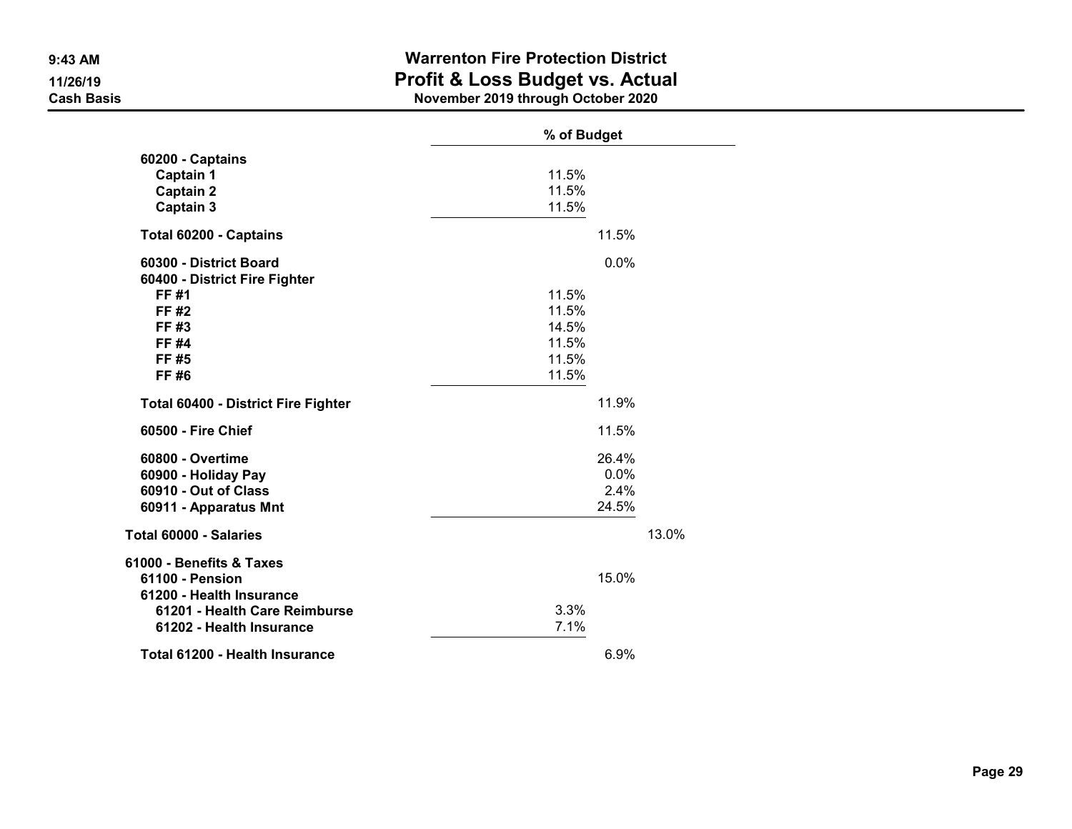**Warrenton Fire Protection District**
**Profit & Loss Budget vs. Actual**
**November 2019 through October 2020**

9:43 AM
11/26/19
Cash Basis

| | % of Budget | | |
|---|---|---|---|
| 60200 - Captains | | | |
| Captain 1 | 11.5% | | |
| Captain 2 | 11.5% | | |
| Captain 3 | 11.5% | | |
| Total 60200 - Captains | | 11.5% | |
| 60300 - District Board | | 0.0% | |
| 60400 - District Fire Fighter | | | |
| FF #1 | 11.5% | | |
| FF #2 | 11.5% | | |
| FF #3 | 14.5% | | |
| FF #4 | 11.5% | | |
| FF #5 | 11.5% | | |
| FF #6 | 11.5% | | |
| Total 60400 - District Fire Fighter | | 11.9% | |
| 60500 - Fire Chief | | 11.5% | |
| 60800 - Overtime | | 26.4% | |
| 60900 - Holiday Pay | | 0.0% | |
| 60910 - Out of Class | | 2.4% | |
| 60911 - Apparatus Mnt | | 24.5% | |
| Total 60000 - Salaries | | | 13.0% |
| 61000 - Benefits & Taxes | | | |
| 61100 - Pension | | 15.0% | |
| 61200 - Health Insurance | | | |
| 61201 - Health Care Reimburse | 3.3% | | |
| 61202 - Health Insurance | 7.1% | | |
| Total 61200 - Health Insurance | | 6.9% | |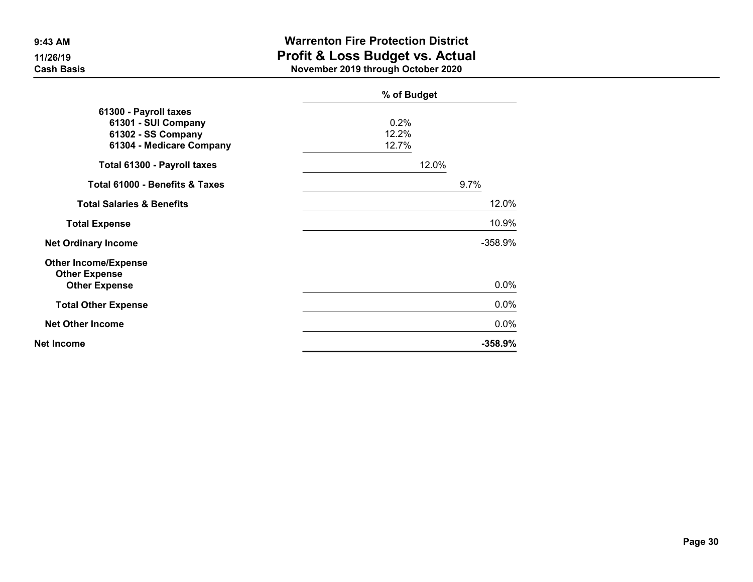# Warrenton Fire Protection District

## Profit & Loss Budget vs. Actual

9:43 AM
11/26/19
Cash Basis

**November 2019 through October 2020**

| | % of Budget |
|---|---|
| **61300 - Payroll taxes** | |
| **61301 - SUI Company** | 0.2% |
| **61302 - SS Company** | 12.2% |
| **61304 - Medicare Company** | 12.7% |
| **Total 61300 - Payroll taxes** | 12.0% |
| **Total 61000 - Benefits & Taxes** | 9.7% |
| **Total Salaries & Benefits** | 12.0% |
| **Total Expense** | 10.9% |
| **Net Ordinary Income** | -358.9% |
| **Other Income/Expense** | |
| **Other Expense** | |
| **Other Expense** | 0.0% |
| **Total Other Expense** | 0.0% |
| **Net Other Income** | 0.0% |
| **Net Income** | **-358.9%** |